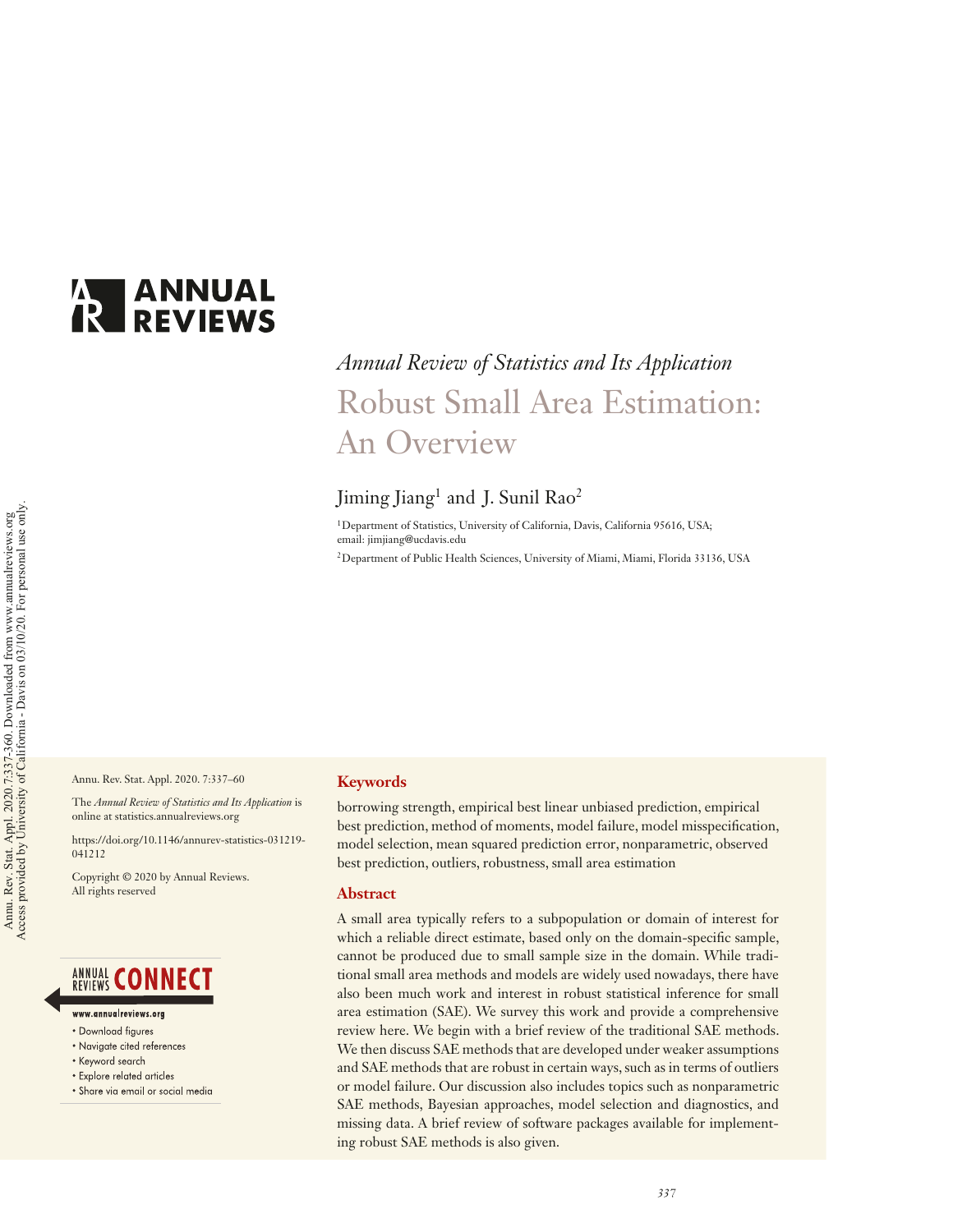*Annual Review of Statistics and Its Application*

# Robust Small Area Estimation: An Overview

Jiming Jiang[1] and J. Sunil Rao[2]

[1]Department of Statistics, University of California, Davis, California 95616, USA; email: jimjiang@ucdavis.edu

[2]Department of Public Health Sciences, University of Miami, Miami, Florida 33136, USA

Annu. Rev. Stat. Appl. 2020. 7:337–60

The *Annual Review of Statistics and Its Application* is online at statistics.annualreviews.org

https://doi.org/10.1146/annurev-statistics-031219-041212

Copyright © 2020 by Annual Reviews. All rights reserved

## Keywords

borrowing strength, empirical best linear unbiased prediction, empirical best prediction, method of moments, model failure, model misspecification, model selection, mean squared prediction error, nonparametric, observed best prediction, outliers, robustness, small area estimation

## Abstract

A small area typically refers to a subpopulation or domain of interest for which a reliable direct estimate, based only on the domain-specific sample, cannot be produced due to small sample size in the domain. While traditional small area methods and models are widely used nowadays, there have also been much work and interest in robust statistical inference for small area estimation (SAE). We survey this work and provide a comprehensive review here. We begin with a brief review of the traditional SAE methods. We then discuss SAE methods that are developed under weaker assumptions and SAE methods that are robust in certain ways, such as in terms of outliers or model failure. Our discussion also includes topics such as nonparametric SAE methods, Bayesian approaches, model selection and diagnostics, and missing data. A brief review of software packages available for implementing robust SAE methods is also given.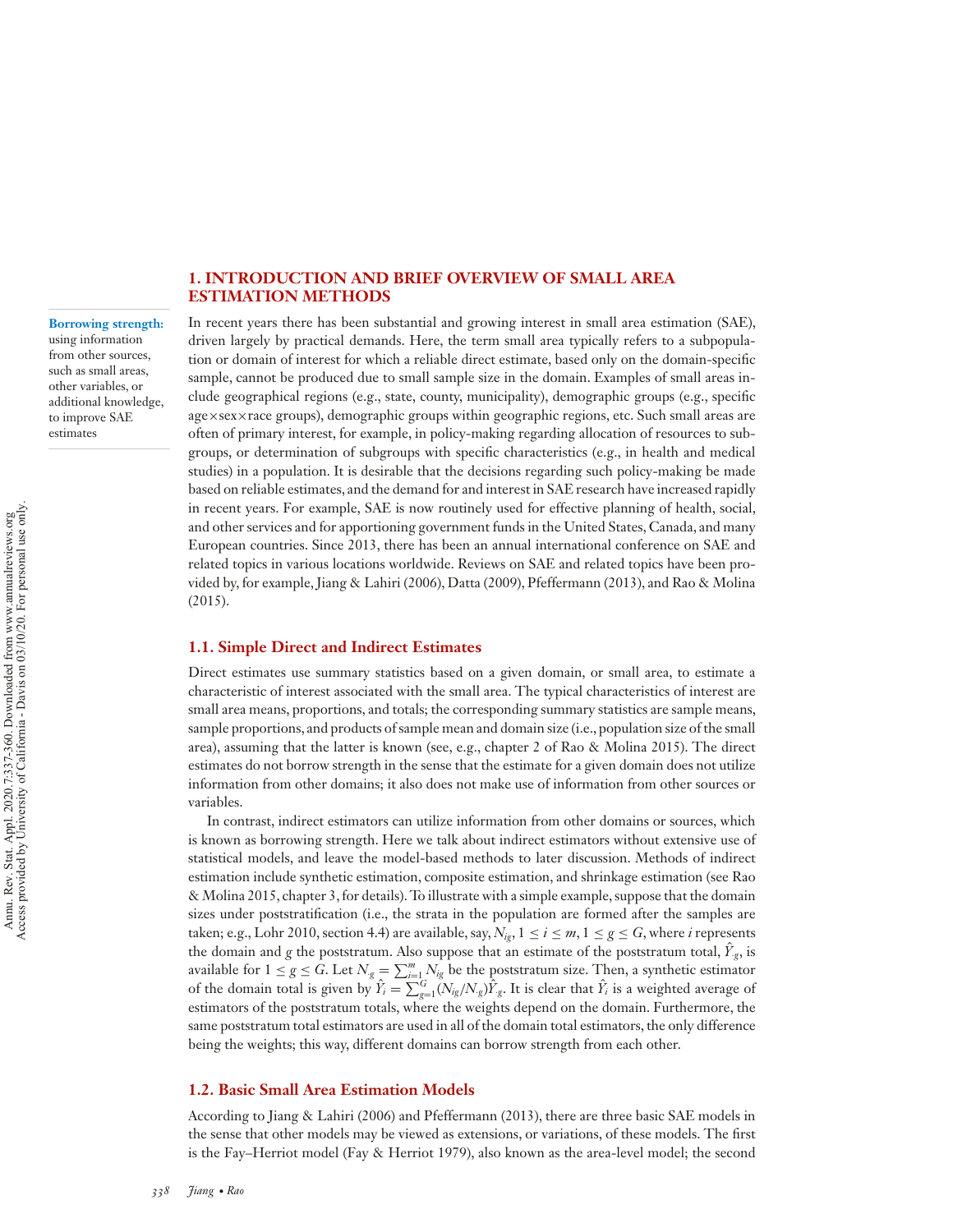## 1. INTRODUCTION AND BRIEF OVERVIEW OF SMALL AREA ESTIMATION METHODS

**Borrowing strength:** using information from other sources, such as small areas, other variables, or additional knowledge, to improve SAE estimates

In recent years there has been substantial and growing interest in small area estimation (SAE), driven largely by practical demands. Here, the term small area typically refers to a subpopulation or domain of interest for which a reliable direct estimate, based only on the domain-specific sample, cannot be produced due to small sample size in the domain. Examples of small areas include geographical regions (e.g., state, county, municipality), demographic groups (e.g., specific age×sex×race groups), demographic groups within geographic regions, etc. Such small areas are often of primary interest, for example, in policy-making regarding allocation of resources to subgroups, or determination of subgroups with specific characteristics (e.g., in health and medical studies) in a population. It is desirable that the decisions regarding such policy-making be made based on reliable estimates, and the demand for and interest in SAE research have increased rapidly in recent years. For example, SAE is now routinely used for effective planning of health, social, and other services and for apportioning government funds in the United States, Canada, and many European countries. Since 2013, there has been an annual international conference on SAE and related topics in various locations worldwide. Reviews on SAE and related topics have been provided by, for example, Jiang & Lahiri (2006), Datta (2009), Pfeffermann (2013), and Rao & Molina (2015).

### 1.1. Simple Direct and Indirect Estimates

Direct estimates use summary statistics based on a given domain, or small area, to estimate a characteristic of interest associated with the small area. The typical characteristics of interest are small area means, proportions, and totals; the corresponding summary statistics are sample means, sample proportions, and products of sample mean and domain size (i.e., population size of the small area), assuming that the latter is known (see, e.g., chapter 2 of Rao & Molina 2015). The direct estimates do not borrow strength in the sense that the estimate for a given domain does not utilize information from other domains; it also does not make use of information from other sources or variables.

In contrast, indirect estimators can utilize information from other domains or sources, which is known as borrowing strength. Here we talk about indirect estimators without extensive use of statistical models, and leave the model-based methods to later discussion. Methods of indirect estimation include synthetic estimation, composite estimation, and shrinkage estimation (see Rao & Molina 2015, chapter 3, for details). To illustrate with a simple example, suppose that the domain sizes under poststratification (i.e., the strata in the population are formed after the samples are taken; e.g., Lohr 2010, section 4.4) are available, say, $N_{ig}, 1 \leq i \leq m, 1 \leq g \leq G$, where $i$ represents the domain and $g$ the poststratum. Also suppose that an estimate of the poststratum total, $\hat{Y}_{\cdot g}$, is available for $1 \leq g \leq G$. Let $N_{\cdot g} = \sum_{i=1}^{m} N_{ig}$ be the poststratum size. Then, a synthetic estimator of the domain total is given by $\hat{Y}_i = \sum_{g=1}^{G}(N_{ig}/N_{\cdot g})\hat{Y}_{\cdot g}$. It is clear that $\hat{Y}_i$ is a weighted average of estimators of the poststratum totals, where the weights depend on the domain. Furthermore, the same poststratum total estimators are used in all of the domain total estimators, the only difference being the weights; this way, different domains can borrow strength from each other.

### 1.2. Basic Small Area Estimation Models

According to Jiang & Lahiri (2006) and Pfeffermann (2013), there are three basic SAE models in the sense that other models may be viewed as extensions, or variations, of these models. The first is the Fay–Herriot model (Fay & Herriot 1979), also known as the area-level model; the second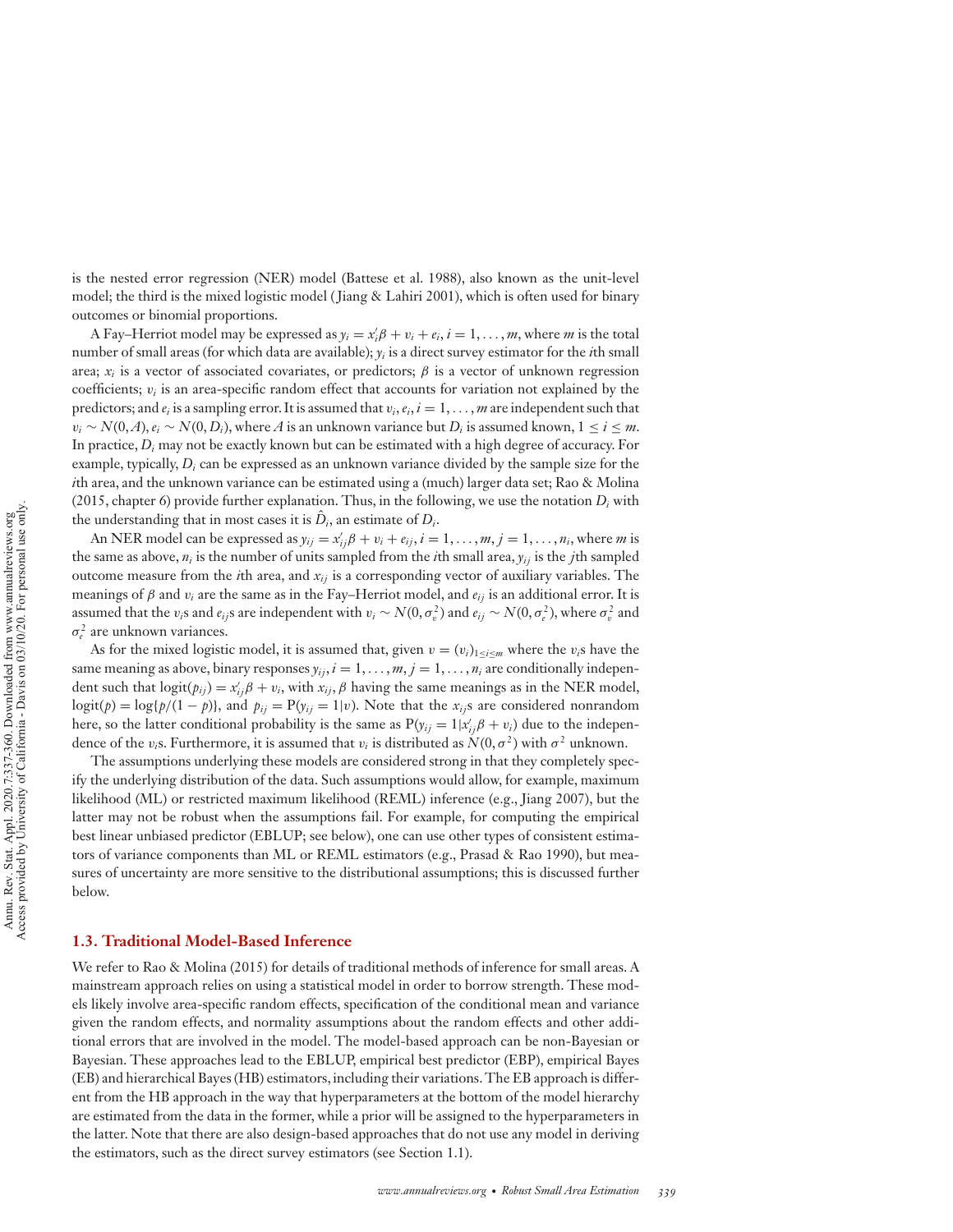is the nested error regression (NER) model (Battese et al. 1988), also known as the unit-level model; the third is the mixed logistic model (Jiang & Lahiri 2001), which is often used for binary outcomes or binomial proportions.

A Fay–Herriot model may be expressed as $y_i = x_i'\beta + v_i + e_i, i = 1, \ldots, m$, where $m$ is the total number of small areas (for which data are available); $y_i$ is a direct survey estimator for the $i$th small area; $x_i$ is a vector of associated covariates, or predictors; $\beta$ is a vector of unknown regression coefficients; $v_i$ is an area-specific random effect that accounts for variation not explained by the predictors; and $e_i$ is a sampling error. It is assumed that $v_i, e_i, i = 1, \ldots, m$ are independent such that $v_i \sim N(0, A), e_i \sim N(0, D_i)$, where $A$ is an unknown variance but $D_i$ is assumed known, $1 \leq i \leq m$. In practice, $D_i$ may not be exactly known but can be estimated with a high degree of accuracy. For example, typically, $D_i$ can be expressed as an unknown variance divided by the sample size for the $i$th area, and the unknown variance can be estimated using a (much) larger data set; Rao & Molina (2015, chapter 6) provide further explanation. Thus, in the following, we use the notation $D_i$ with the understanding that in most cases it is $\hat{D}_i$, an estimate of $D_i$.

An NER model can be expressed as $y_{ij} = x_{ij}'\beta + v_i + e_{ij}, i = 1, \ldots, m, j = 1, \ldots, n_i$, where $m$ is the same as above, $n_i$ is the number of units sampled from the $i$th small area, $y_{ij}$ is the $j$th sampled outcome measure from the $i$th area, and $x_{ij}$ is a corresponding vector of auxiliary variables. The meanings of $\beta$ and $v_i$ are the same as in the Fay–Herriot model, and $e_{ij}$ is an additional error. It is assumed that the $v_i$s and $e_{ij}$s are independent with $v_i \sim N(0, \sigma_v^2)$ and $e_{ij} \sim N(0, \sigma_e^2)$, where $\sigma_v^2$ and $\sigma_e^2$ are unknown variances.

As for the mixed logistic model, it is assumed that, given $v = (v_i)_{1 \leq i \leq m}$ where the $v_i$s have the same meaning as above, binary responses $y_{ij}, i = 1, \ldots, m, j = 1, \ldots, n_i$ are conditionally independent such that $\text{logit}(p_{ij}) = x_{ij}'\beta + v_i$, with $x_{ij}, \beta$ having the same meanings as in the NER model, $\text{logit}(p) = \log\{p/(1-p)\}$, and $p_{ij} = \text{P}(y_{ij} = 1|v)$. Note that the $x_{ij}$s are considered nonrandom here, so the latter conditional probability is the same as $\text{P}(y_{ij} = 1|x_{ij}'\beta + v_i)$ due to the independence of the $v_i$s. Furthermore, it is assumed that $v_i$ is distributed as $N(0, \sigma^2)$ with $\sigma^2$ unknown.

The assumptions underlying these models are considered strong in that they completely specify the underlying distribution of the data. Such assumptions would allow, for example, maximum likelihood (ML) or restricted maximum likelihood (REML) inference (e.g., Jiang 2007), but the latter may not be robust when the assumptions fail. For example, for computing the empirical best linear unbiased predictor (EBLUP; see below), one can use other types of consistent estimators of variance components than ML or REML estimators (e.g., Prasad & Rao 1990), but measures of uncertainty are more sensitive to the distributional assumptions; this is discussed further below.

### 1.3. Traditional Model-Based Inference

We refer to Rao & Molina (2015) for details of traditional methods of inference for small areas. A mainstream approach relies on using a statistical model in order to borrow strength. These models likely involve area-specific random effects, specification of the conditional mean and variance given the random effects, and normality assumptions about the random effects and other additional errors that are involved in the model. The model-based approach can be non-Bayesian or Bayesian. These approaches lead to the EBLUP, empirical best predictor (EBP), empirical Bayes (EB) and hierarchical Bayes (HB) estimators, including their variations. The EB approach is different from the HB approach in the way that hyperparameters at the bottom of the model hierarchy are estimated from the data in the former, while a prior will be assigned to the hyperparameters in the latter. Note that there are also design-based approaches that do not use any model in deriving the estimators, such as the direct survey estimators (see Section 1.1).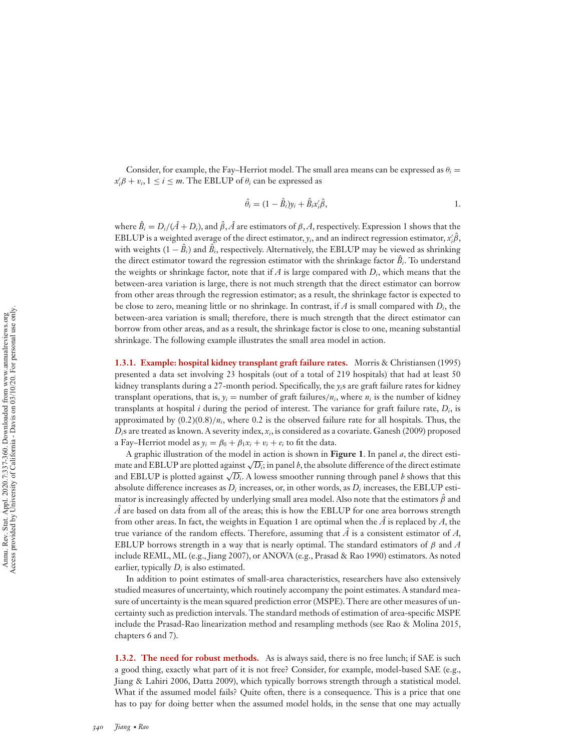Consider, for example, the Fay–Herriot model. The small area means can be expressed as $\theta_i = x_i'\beta + v_i, 1 \le i \le m$. The EBLUP of $\theta_i$ can be expressed as

$$\hat{\theta}_i = (1 - \hat{B}_i)y_i + \hat{B}_i x_i'\hat{\beta}, \tag{1}$$

where $\hat{B}_i = D_i/(\hat{A} + D_i)$, and $\hat{\beta}, \hat{A}$ are estimators of $\beta, A$, respectively. Expression 1 shows that the EBLUP is a weighted average of the direct estimator, $y_i$, and an indirect regression estimator, $x_i'\hat{\beta}$, with weights $(1 - \hat{B}_i)$ and $\hat{B}_i$, respectively. Alternatively, the EBLUP may be viewed as shrinking the direct estimator toward the regression estimator with the shrinkage factor $\hat{B}_i$. To understand the weights or shrinkage factor, note that if $A$ is large compared with $D_i$, which means that the between-area variation is large, there is not much strength that the direct estimator can borrow from other areas through the regression estimator; as a result, the shrinkage factor is expected to be close to zero, meaning little or no shrinkage. In contrast, if $A$ is small compared with $D_i$, the between-area variation is small; therefore, there is much strength that the direct estimator can borrow from other areas, and as a result, the shrinkage factor is close to one, meaning substantial shrinkage. The following example illustrates the small area model in action.

**1.3.1. Example: hospital kidney transplant graft failure rates.** Morris & Christiansen (1995) presented a data set involving 23 hospitals (out of a total of 219 hospitals) that had at least 50 kidney transplants during a 27-month period. Specifically, the $y_i$s are graft failure rates for kidney transplant operations, that is, $y_i$ = number of graft failures/$n_i$, where $n_i$ is the number of kidney transplants at hospital $i$ during the period of interest. The variance for graft failure rate, $D_i$, is approximated by $(0.2)(0.8)/n_i$, where 0.2 is the observed failure rate for all hospitals. Thus, the $D_i$s are treated as known. A severity index, $x_i$, is considered as a covariate. Ganesh (2009) proposed a Fay–Herriot model as $y_i = \beta_0 + \beta_1 x_i + v_i + e_i$ to fit the data.

A graphic illustration of the model in action is shown in **Figure 1**. In panel *a*, the direct estimate and EBLUP are plotted against $\sqrt{D_i}$; in panel *b*, the absolute difference of the direct estimate and EBLUP is plotted against $\sqrt{D_i}$. A lowess smoother running through panel *b* shows that this absolute difference increases as $D_i$ increases, or, in other words, as $D_i$ increases, the EBLUP estimator is increasingly affected by underlying small area model. Also note that the estimators $\hat{\beta}$ and $\hat{A}$ are based on data from all of the areas; this is how the EBLUP for one area borrows strength from other areas. In fact, the weights in Equation 1 are optimal when the $\hat{A}$ is replaced by $A$, the true variance of the random effects. Therefore, assuming that $\hat{A}$ is a consistent estimator of $A$, EBLUP borrows strength in a way that is nearly optimal. The standard estimators of $\beta$ and $A$ include REML, ML (e.g., Jiang 2007), or ANOVA (e.g., Prasad & Rao 1990) estimators. As noted earlier, typically $D_i$ is also estimated.

In addition to point estimates of small-area characteristics, researchers have also extensively studied measures of uncertainty, which routinely accompany the point estimates. A standard measure of uncertainty is the mean squared prediction error (MSPE). There are other measures of uncertainty such as prediction intervals. The standard methods of estimation of area-specific MSPE include the Prasad-Rao linearization method and resampling methods (see Rao & Molina 2015, chapters 6 and 7).

**1.3.2. The need for robust methods.** As is always said, there is no free lunch; if SAE is such a good thing, exactly what part of it is not free? Consider, for example, model-based SAE (e.g., Jiang & Lahiri 2006, Datta 2009), which typically borrows strength through a statistical model. What if the assumed model fails? Quite often, there is a consequence. This is a price that one has to pay for doing better when the assumed model holds, in the sense that one may actually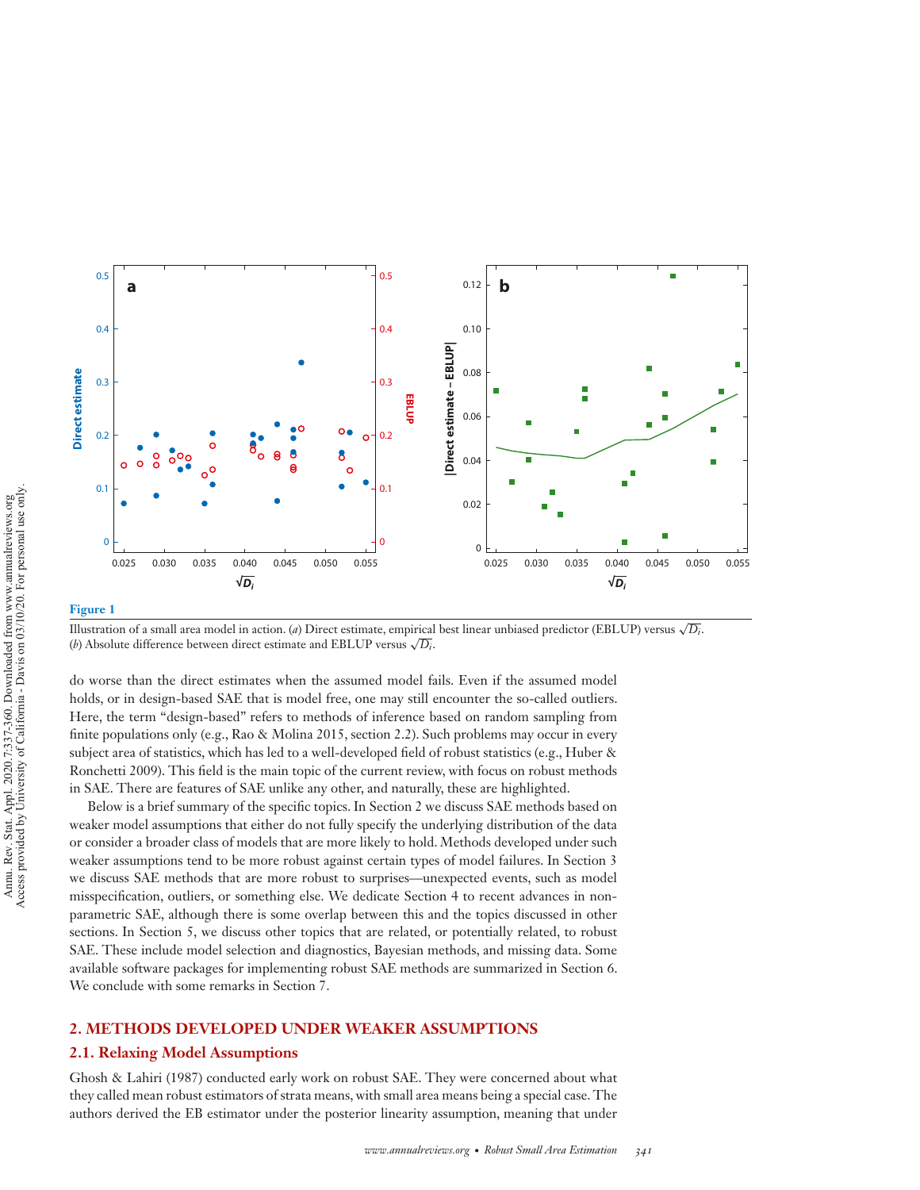**Figure 1**

Illustration of a small area model in action. (*a*) Direct estimate, empirical best linear unbiased predictor (EBLUP) versus $\sqrt{D_i}$. (*b*) Absolute difference between direct estimate and EBLUP versus $\sqrt{D_i}$.

do worse than the direct estimates when the assumed model fails. Even if the assumed model holds, or in design-based SAE that is model free, one may still encounter the so-called outliers. Here, the term "design-based" refers to methods of inference based on random sampling from finite populations only (e.g., Rao & Molina 2015, section 2.2). Such problems may occur in every subject area of statistics, which has led to a well-developed field of robust statistics (e.g., Huber & Ronchetti 2009). This field is the main topic of the current review, with focus on robust methods in SAE. There are features of SAE unlike any other, and naturally, these are highlighted.

Below is a brief summary of the specific topics. In Section 2 we discuss SAE methods based on weaker model assumptions that either do not fully specify the underlying distribution of the data or consider a broader class of models that are more likely to hold. Methods developed under such weaker assumptions tend to be more robust against certain types of model failures. In Section 3 we discuss SAE methods that are more robust to surprises—unexpected events, such as model misspecification, outliers, or something else. We dedicate Section 4 to recent advances in nonparametric SAE, although there is some overlap between this and the topics discussed in other sections. In Section 5, we discuss other topics that are related, or potentially related, to robust SAE. These include model selection and diagnostics, Bayesian methods, and missing data. Some available software packages for implementing robust SAE methods are summarized in Section 6. We conclude with some remarks in Section 7.

## 2. METHODS DEVELOPED UNDER WEAKER ASSUMPTIONS

### 2.1. Relaxing Model Assumptions

Ghosh & Lahiri (1987) conducted early work on robust SAE. They were concerned about what they called mean robust estimators of strata means, with small area means being a special case. The authors derived the EB estimator under the posterior linearity assumption, meaning that under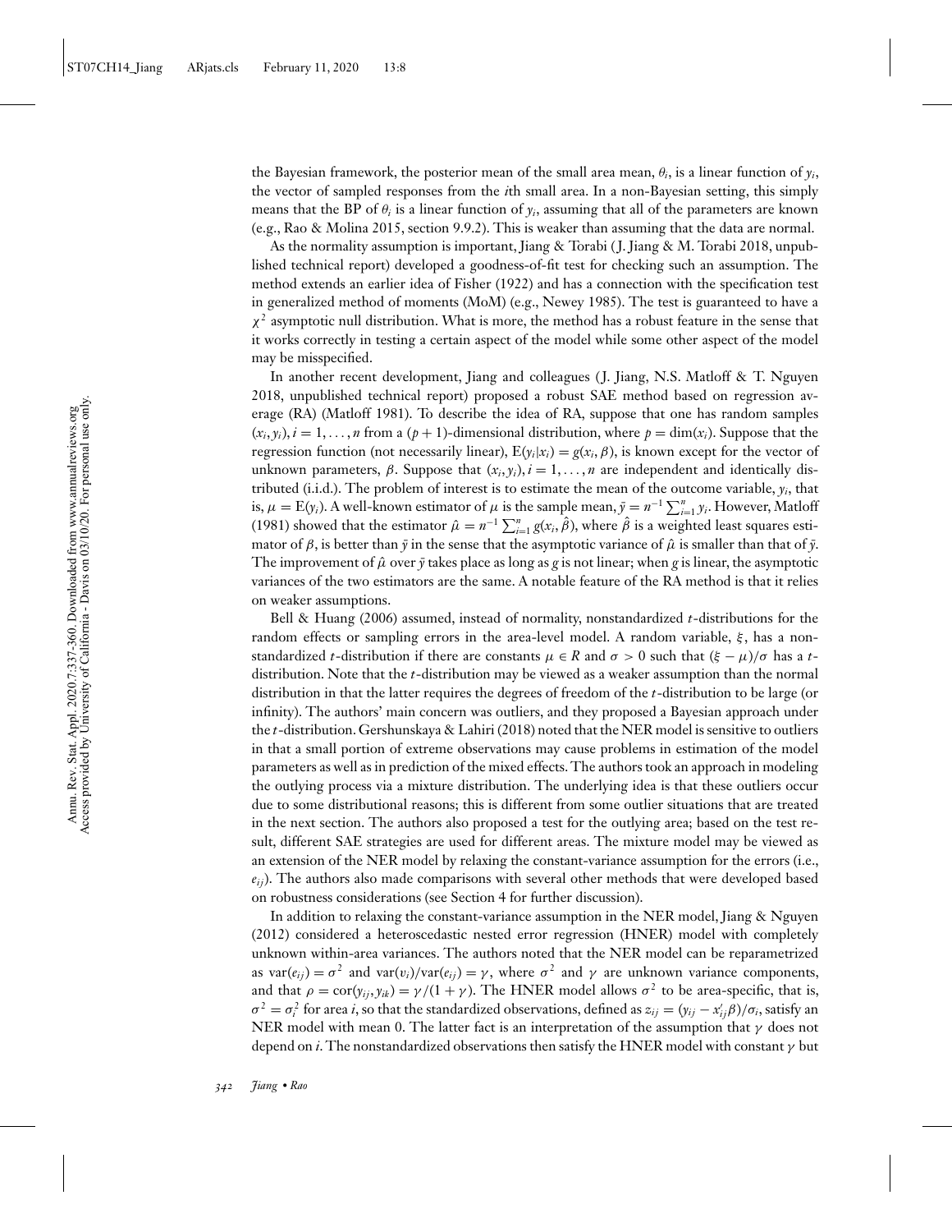the Bayesian framework, the posterior mean of the small area mean, $\theta_i$, is a linear function of $y_i$, the vector of sampled responses from the $i$th small area. In a non-Bayesian setting, this simply means that the BP of $\theta_i$ is a linear function of $y_i$, assuming that all of the parameters are known (e.g., Rao & Molina 2015, section 9.9.2). This is weaker than assuming that the data are normal.

As the normality assumption is important, Jiang & Torabi (J. Jiang & M. Torabi 2018, unpublished technical report) developed a goodness-of-fit test for checking such an assumption. The method extends an earlier idea of Fisher (1922) and has a connection with the specification test in generalized method of moments (MoM) (e.g., Newey 1985). The test is guaranteed to have a $\chi^2$ asymptotic null distribution. What is more, the method has a robust feature in the sense that it works correctly in testing a certain aspect of the model while some other aspect of the model may be misspecified.

In another recent development, Jiang and colleagues (J. Jiang, N.S. Matloff & T. Nguyen 2018, unpublished technical report) proposed a robust SAE method based on regression average (RA) (Matloff 1981). To describe the idea of RA, suppose that one has random samples $(x_i, y_i), i = 1, \ldots, n$ from a $(p + 1)$-dimensional distribution, where $p = \dim(x_i)$. Suppose that the regression function (not necessarily linear), $\mathrm{E}(y_i|x_i) = g(x_i, \beta)$, is known except for the vector of unknown parameters, $\beta$. Suppose that $(x_i, y_i), i = 1, \ldots, n$ are independent and identically distributed (i.i.d.). The problem of interest is to estimate the mean of the outcome variable, $y_i$, that is, $\mu = \mathrm{E}(y_i)$. A well-known estimator of $\mu$ is the sample mean, $\bar{y} = n^{-1} \sum_{i=1}^{n} y_i$. However, Matloff (1981) showed that the estimator $\hat{\mu} = n^{-1} \sum_{i=1}^{n} g(x_i, \hat{\beta})$, where $\hat{\beta}$ is a weighted least squares estimator of $\beta$, is better than $\bar{y}$ in the sense that the asymptotic variance of $\hat{\mu}$ is smaller than that of $\bar{y}$. The improvement of $\hat{\mu}$ over $\bar{y}$ takes place as long as $g$ is not linear; when $g$ is linear, the asymptotic variances of the two estimators are the same. A notable feature of the RA method is that it relies on weaker assumptions.

Bell & Huang (2006) assumed, instead of normality, nonstandardized $t$-distributions for the random effects or sampling errors in the area-level model. A random variable, $\xi$, has a nonstandardized $t$-distribution if there are constants $\mu \in R$ and $\sigma > 0$ such that $(\xi - \mu)/\sigma$ has a $t$-distribution. Note that the $t$-distribution may be viewed as a weaker assumption than the normal distribution in that the latter requires the degrees of freedom of the $t$-distribution to be large (or infinity). The authors' main concern was outliers, and they proposed a Bayesian approach under the $t$-distribution. Gershunskaya & Lahiri (2018) noted that the NER model is sensitive to outliers in that a small portion of extreme observations may cause problems in estimation of the model parameters as well as in prediction of the mixed effects. The authors took an approach in modeling the outlying process via a mixture distribution. The underlying idea is that these outliers occur due to some distributional reasons; this is different from some outlier situations that are treated in the next section. The authors also proposed a test for the outlying area; based on the test result, different SAE strategies are used for different areas. The mixture model may be viewed as an extension of the NER model by relaxing the constant-variance assumption for the errors (i.e., $e_{ij}$). The authors also made comparisons with several other methods that were developed based on robustness considerations (see Section 4 for further discussion).

In addition to relaxing the constant-variance assumption in the NER model, Jiang & Nguyen (2012) considered a heteroscedastic nested error regression (HNER) model with completely unknown within-area variances. The authors noted that the NER model can be reparametrized as $\mathrm{var}(e_{ij}) = \sigma^2$ and $\mathrm{var}(v_i)/\mathrm{var}(e_{ij}) = \gamma$, where $\sigma^2$ and $\gamma$ are unknown variance components, and that $\rho = \mathrm{cor}(y_{ij}, y_{ik}) = \gamma/(1 + \gamma)$. The HNER model allows $\sigma^2$ to be area-specific, that is, $\sigma^2 = \sigma_i^2$ for area $i$, so that the standardized observations, defined as $z_{ij} = (y_{ij} - x_{ij}'\beta)/\sigma_i$, satisfy an NER model with mean 0. The latter fact is an interpretation of the assumption that $\gamma$ does not depend on $i$. The nonstandardized observations then satisfy the HNER model with constant $\gamma$ but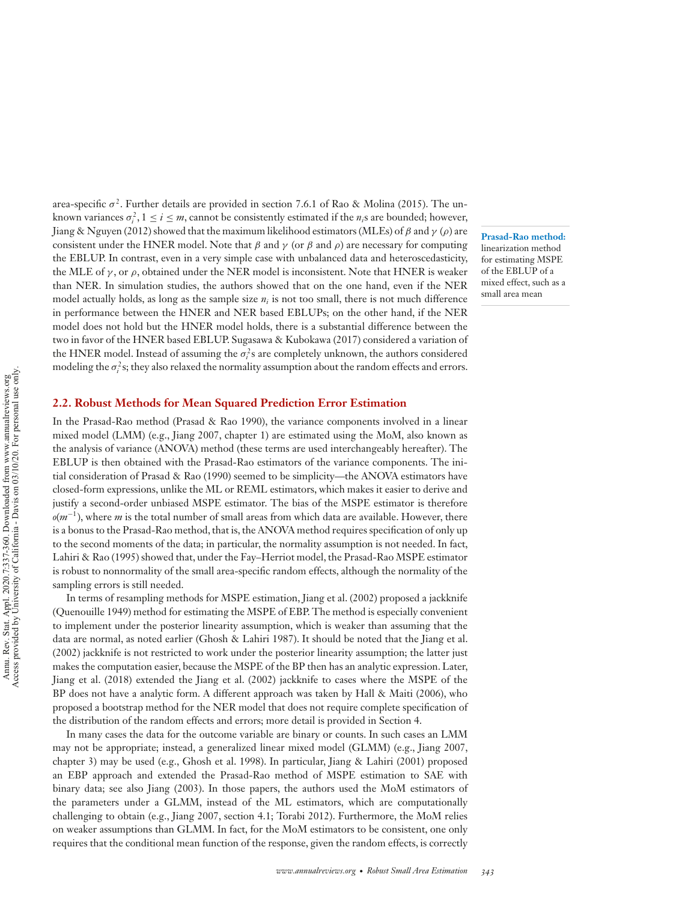area-specific $\sigma^2$. Further details are provided in section 7.6.1 of Rao & Molina (2015). The unknown variances $\sigma_i^2, 1 \leq i \leq m$, cannot be consistently estimated if the $n_i$s are bounded; however, Jiang & Nguyen (2012) showed that the maximum likelihood estimators (MLEs) of $\beta$ and $\gamma$ ($\rho$) are consistent under the HNER model. Note that $\beta$ and $\gamma$ (or $\beta$ and $\rho$) are necessary for computing the EBLUP. In contrast, even in a very simple case with unbalanced data and heteroscedasticity, the MLE of $\gamma$, or $\rho$, obtained under the NER model is inconsistent. Note that HNER is weaker than NER. In simulation studies, the authors showed that on the one hand, even if the NER model actually holds, as long as the sample size $n_i$ is not too small, there is not much difference in performance between the HNER and NER based EBLUPs; on the other hand, if the NER model does not hold but the HNER model holds, there is a substantial difference between the two in favor of the HNER based EBLUP. Sugasawa & Kubokawa (2017) considered a variation of the HNER model. Instead of assuming the $\sigma_i^2$s are completely unknown, the authors considered modeling the $\sigma_i^2$s; they also relaxed the normality assumption about the random effects and errors.

**Prasad-Rao method:** linearization method for estimating MSPE of the EBLUP of a mixed effect, such as a small area mean

## 2.2. Robust Methods for Mean Squared Prediction Error Estimation

In the Prasad-Rao method (Prasad & Rao 1990), the variance components involved in a linear mixed model (LMM) (e.g., Jiang 2007, chapter 1) are estimated using the MoM, also known as the analysis of variance (ANOVA) method (these terms are used interchangeably hereafter). The EBLUP is then obtained with the Prasad-Rao estimators of the variance components. The initial consideration of Prasad & Rao (1990) seemed to be simplicity—the ANOVA estimators have closed-form expressions, unlike the ML or REML estimators, which makes it easier to derive and justify a second-order unbiased MSPE estimator. The bias of the MSPE estimator is therefore $o(m^{-1})$, where $m$ is the total number of small areas from which data are available. However, there is a bonus to the Prasad-Rao method, that is, the ANOVA method requires specification of only up to the second moments of the data; in particular, the normality assumption is not needed. In fact, Lahiri & Rao (1995) showed that, under the Fay–Herriot model, the Prasad-Rao MSPE estimator is robust to nonnormality of the small area-specific random effects, although the normality of the sampling errors is still needed.

In terms of resampling methods for MSPE estimation, Jiang et al. (2002) proposed a jackknife (Quenouille 1949) method for estimating the MSPE of EBP. The method is especially convenient to implement under the posterior linearity assumption, which is weaker than assuming that the data are normal, as noted earlier (Ghosh & Lahiri 1987). It should be noted that the Jiang et al. (2002) jackknife is not restricted to work under the posterior linearity assumption; the latter just makes the computation easier, because the MSPE of the BP then has an analytic expression. Later, Jiang et al. (2018) extended the Jiang et al. (2002) jackknife to cases where the MSPE of the BP does not have a analytic form. A different approach was taken by Hall & Maiti (2006), who proposed a bootstrap method for the NER model that does not require complete specification of the distribution of the random effects and errors; more detail is provided in Section 4.

In many cases the data for the outcome variable are binary or counts. In such cases an LMM may not be appropriate; instead, a generalized linear mixed model (GLMM) (e.g., Jiang 2007, chapter 3) may be used (e.g., Ghosh et al. 1998). In particular, Jiang & Lahiri (2001) proposed an EBP approach and extended the Prasad-Rao method of MSPE estimation to SAE with binary data; see also Jiang (2003). In those papers, the authors used the MoM estimators of the parameters under a GLMM, instead of the ML estimators, which are computationally challenging to obtain (e.g., Jiang 2007, section 4.1; Torabi 2012). Furthermore, the MoM relies on weaker assumptions than GLMM. In fact, for the MoM estimators to be consistent, one only requires that the conditional mean function of the response, given the random effects, is correctly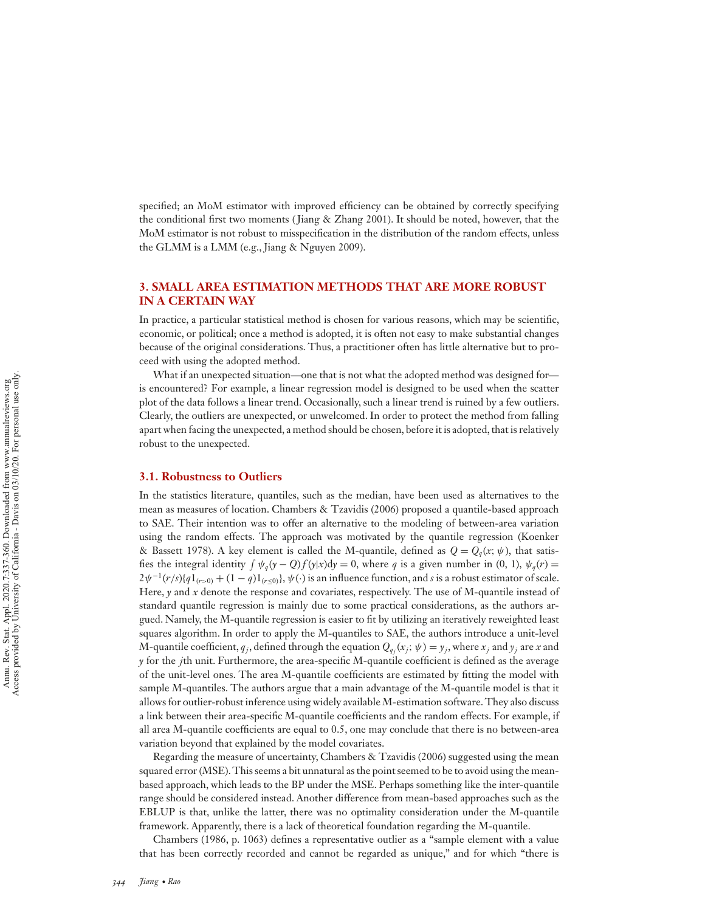specified; an MoM estimator with improved efficiency can be obtained by correctly specifying the conditional first two moments (Jiang & Zhang 2001). It should be noted, however, that the MoM estimator is not robust to misspecification in the distribution of the random effects, unless the GLMM is a LMM (e.g., Jiang & Nguyen 2009).

## 3. SMALL AREA ESTIMATION METHODS THAT ARE MORE ROBUST IN A CERTAIN WAY

In practice, a particular statistical method is chosen for various reasons, which may be scientific, economic, or political; once a method is adopted, it is often not easy to make substantial changes because of the original considerations. Thus, a practitioner often has little alternative but to proceed with using the adopted method.

What if an unexpected situation—one that is not what the adopted method was designed for—is encountered? For example, a linear regression model is designed to be used when the scatter plot of the data follows a linear trend. Occasionally, such a linear trend is ruined by a few outliers. Clearly, the outliers are unexpected, or unwelcomed. In order to protect the method from falling apart when facing the unexpected, a method should be chosen, before it is adopted, that is relatively robust to the unexpected.

### 3.1. Robustness to Outliers

In the statistics literature, quantiles, such as the median, have been used as alternatives to the mean as measures of location. Chambers & Tzavidis (2006) proposed a quantile-based approach to SAE. Their intention was to offer an alternative to the modeling of between-area variation using the random effects. The approach was motivated by the quantile regression (Koenker & Bassett 1978). A key element is called the M-quantile, defined as $Q = Q_q(x; \psi)$, that satisfies the integral identity $\int \psi_q(y - Q) f(y|x) \mathrm{d}y = 0$, where $q$ is a given number in (0, 1), $\psi_q(r) = 2\psi^{-1}(r/s)\{q 1_{(r>0)} + (1-q) 1_{(r \leq 0)}\}$, $\psi(\cdot)$ is an influence function, and $s$ is a robust estimator of scale. Here, $y$ and $x$ denote the response and covariates, respectively. The use of M-quantile instead of standard quantile regression is mainly due to some practical considerations, as the authors argued. Namely, the M-quantile regression is easier to fit by utilizing an iteratively reweighted least squares algorithm. In order to apply the M-quantiles to SAE, the authors introduce a unit-level M-quantile coefficient, $q_j$, defined through the equation $Q_{q_j}(x_j; \psi) = y_j$, where $x_j$ and $y_j$ are $x$ and $y$ for the $j$th unit. Furthermore, the area-specific M-quantile coefficient is defined as the average of the unit-level ones. The area M-quantile coefficients are estimated by fitting the model with sample M-quantiles. The authors argue that a main advantage of the M-quantile model is that it allows for outlier-robust inference using widely available M-estimation software. They also discuss a link between their area-specific M-quantile coefficients and the random effects. For example, if all area M-quantile coefficients are equal to 0.5, one may conclude that there is no between-area variation beyond that explained by the model covariates.

Regarding the measure of uncertainty, Chambers & Tzavidis (2006) suggested using the mean squared error (MSE). This seems a bit unnatural as the point seemed to be to avoid using the mean-based approach, which leads to the BP under the MSE. Perhaps something like the inter-quantile range should be considered instead. Another difference from mean-based approaches such as the EBLUP is that, unlike the latter, there was no optimality consideration under the M-quantile framework. Apparently, there is a lack of theoretical foundation regarding the M-quantile.

Chambers (1986, p. 1063) defines a representative outlier as a "sample element with a value that has been correctly recorded and cannot be regarded as unique," and for which "there is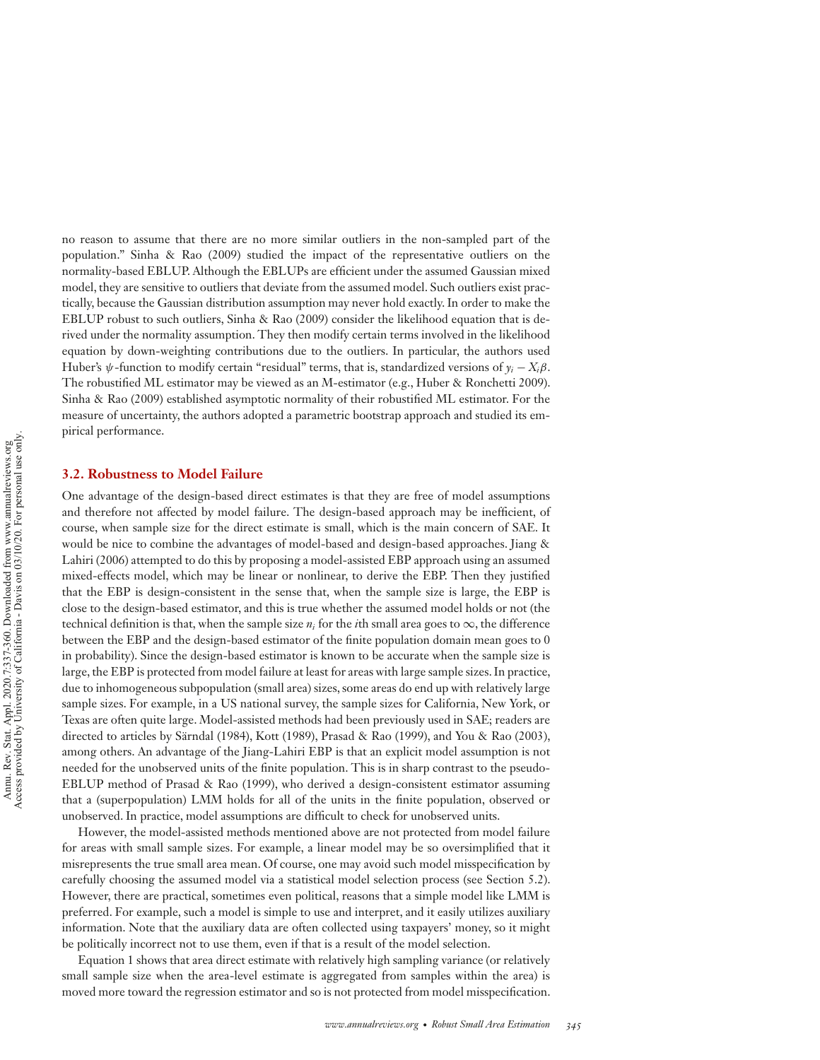no reason to assume that there are no more similar outliers in the non-sampled part of the population." Sinha & Rao (2009) studied the impact of the representative outliers on the normality-based EBLUP. Although the EBLUPs are efficient under the assumed Gaussian mixed model, they are sensitive to outliers that deviate from the assumed model. Such outliers exist practically, because the Gaussian distribution assumption may never hold exactly. In order to make the EBLUP robust to such outliers, Sinha & Rao (2009) consider the likelihood equation that is derived under the normality assumption. They then modify certain terms involved in the likelihood equation by down-weighting contributions due to the outliers. In particular, the authors used Huber's $\psi$-function to modify certain "residual" terms, that is, standardized versions of $y_i - X_i\beta$. The robustified ML estimator may be viewed as an M-estimator (e.g., Huber & Ronchetti 2009). Sinha & Rao (2009) established asymptotic normality of their robustified ML estimator. For the measure of uncertainty, the authors adopted a parametric bootstrap approach and studied its empirical performance.

### 3.2. Robustness to Model Failure

One advantage of the design-based direct estimates is that they are free of model assumptions and therefore not affected by model failure. The design-based approach may be inefficient, of course, when sample size for the direct estimate is small, which is the main concern of SAE. It would be nice to combine the advantages of model-based and design-based approaches. Jiang & Lahiri (2006) attempted to do this by proposing a model-assisted EBP approach using an assumed mixed-effects model, which may be linear or nonlinear, to derive the EBP. Then they justified that the EBP is design-consistent in the sense that, when the sample size is large, the EBP is close to the design-based estimator, and this is true whether the assumed model holds or not (the technical definition is that, when the sample size $n_i$ for the $i$th small area goes to $\infty$, the difference between the EBP and the design-based estimator of the finite population domain mean goes to 0 in probability). Since the design-based estimator is known to be accurate when the sample size is large, the EBP is protected from model failure at least for areas with large sample sizes. In practice, due to inhomogeneous subpopulation (small area) sizes, some areas do end up with relatively large sample sizes. For example, in a US national survey, the sample sizes for California, New York, or Texas are often quite large. Model-assisted methods had been previously used in SAE; readers are directed to articles by Särndal (1984), Kott (1989), Prasad & Rao (1999), and You & Rao (2003), among others. An advantage of the Jiang-Lahiri EBP is that an explicit model assumption is not needed for the unobserved units of the finite population. This is in sharp contrast to the pseudo-EBLUP method of Prasad & Rao (1999), who derived a design-consistent estimator assuming that a (superpopulation) LMM holds for all of the units in the finite population, observed or unobserved. In practice, model assumptions are difficult to check for unobserved units.

However, the model-assisted methods mentioned above are not protected from model failure for areas with small sample sizes. For example, a linear model may be so oversimplified that it misrepresents the true small area mean. Of course, one may avoid such model misspecification by carefully choosing the assumed model via a statistical model selection process (see Section 5.2). However, there are practical, sometimes even political, reasons that a simple model like LMM is preferred. For example, such a model is simple to use and interpret, and it easily utilizes auxiliary information. Note that the auxiliary data are often collected using taxpayers' money, so it might be politically incorrect not to use them, even if that is a result of the model selection.

Equation 1 shows that area direct estimate with relatively high sampling variance (or relatively small sample size when the area-level estimate is aggregated from samples within the area) is moved more toward the regression estimator and so is not protected from model misspecification.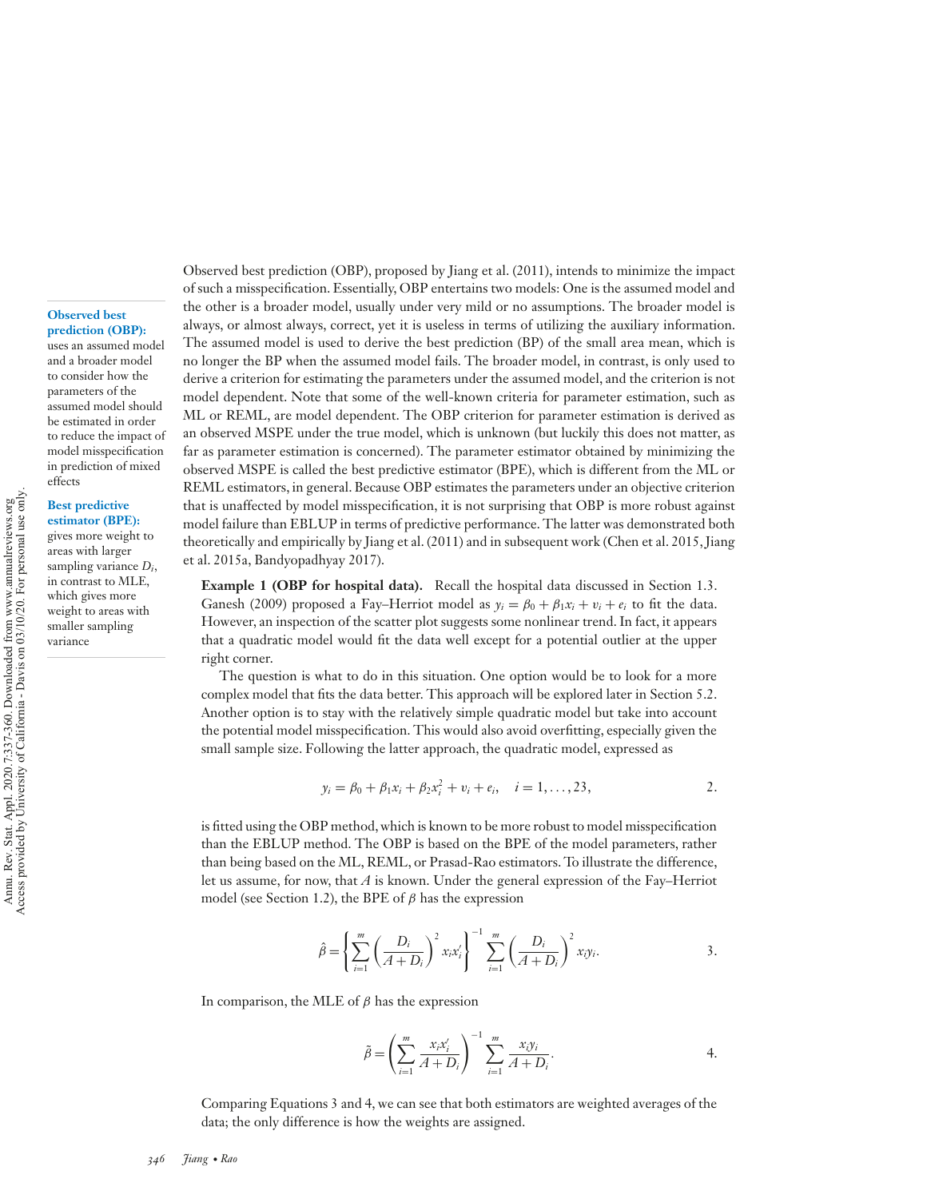Observed best prediction (OBP), proposed by Jiang et al. (2011), intends to minimize the impact of such a misspecification. Essentially, OBP entertains two models: One is the assumed model and the other is a broader model, usually under very mild or no assumptions. The broader model is always, or almost always, correct, yet it is useless in terms of utilizing the auxiliary information. The assumed model is used to derive the best prediction (BP) of the small area mean, which is no longer the BP when the assumed model fails. The broader model, in contrast, is only used to derive a criterion for estimating the parameters under the assumed model, and the criterion is not model dependent. Note that some of the well-known criteria for parameter estimation, such as ML or REML, are model dependent. The OBP criterion for parameter estimation is derived as an observed MSPE under the true model, which is unknown (but luckily this does not matter, as far as parameter estimation is concerned). The parameter estimator obtained by minimizing the observed MSPE is called the best predictive estimator (BPE), which is different from the ML or REML estimators, in general. Because OBP estimates the parameters under an objective criterion that is unaffected by model misspecification, it is not surprising that OBP is more robust against model failure than EBLUP in terms of predictive performance. The latter was demonstrated both theoretically and empirically by Jiang et al. (2011) and in subsequent work (Chen et al. 2015, Jiang et al. 2015a, Bandyopadhyay 2017).

**Observed best prediction (OBP):** uses an assumed model and a broader model to consider how the parameters of the assumed model should be estimated in order to reduce the impact of model misspecification in prediction of mixed effects

**Best predictive estimator (BPE):** gives more weight to areas with larger sampling variance $D_i$, in contrast to MLE, which gives more weight to areas with smaller sampling variance

**Example 1 (OBP for hospital data).** Recall the hospital data discussed in Section 1.3. Ganesh (2009) proposed a Fay–Herriot model as $y_i = \beta_0 + \beta_1 x_i + v_i + e_i$ to fit the data. However, an inspection of the scatter plot suggests some nonlinear trend. In fact, it appears that a quadratic model would fit the data well except for a potential outlier at the upper right corner.

The question is what to do in this situation. One option would be to look for a more complex model that fits the data better. This approach will be explored later in Section 5.2. Another option is to stay with the relatively simple quadratic model but take into account the potential model misspecification. This would also avoid overfitting, especially given the small sample size. Following the latter approach, the quadratic model, expressed as

$$y_i = \beta_0 + \beta_1 x_i + \beta_2 x_i^2 + v_i + e_i, \quad i = 1, \ldots, 23, \tag{2}$$

is fitted using the OBP method, which is known to be more robust to model misspecification than the EBLUP method. The OBP is based on the BPE of the model parameters, rather than being based on the ML, REML, or Prasad-Rao estimators. To illustrate the difference, let us assume, for now, that $A$ is known. Under the general expression of the Fay–Herriot model (see Section 1.2), the BPE of $\beta$ has the expression

$$\hat{\beta} = \left\{ \sum_{i=1}^{m} \left( \frac{D_i}{A + D_i} \right)^2 x_i x_i' \right\}^{-1} \sum_{i=1}^{m} \left( \frac{D_i}{A + D_i} \right)^2 x_i y_i. \tag{3}$$

In comparison, the MLE of $\beta$ has the expression

$$\tilde{\beta} = \left( \sum_{i=1}^{m} \frac{x_i x_i'}{A + D_i} \right)^{-1} \sum_{i=1}^{m} \frac{x_i y_i}{A + D_i}. \tag{4}$$

Comparing Equations 3 and 4, we can see that both estimators are weighted averages of the data; the only difference is how the weights are assigned.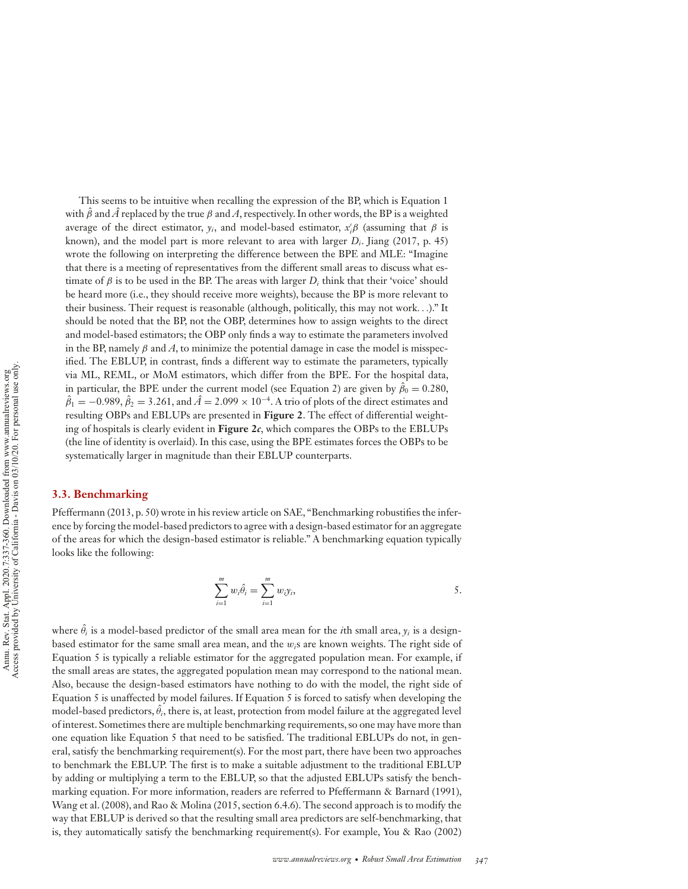This seems to be intuitive when recalling the expression of the BP, which is Equation 1 with $\hat{\beta}$ and $\hat{A}$ replaced by the true $\beta$ and $A$, respectively. In other words, the BP is a weighted average of the direct estimator, $y_i$, and model-based estimator, $x_i'\beta$ (assuming that $\beta$ is known), and the model part is more relevant to area with larger $D_i$. Jiang (2017, p. 45) wrote the following on interpreting the difference between the BPE and MLE: "Imagine that there is a meeting of representatives from the different small areas to discuss what estimate of $\beta$ is to be used in the BP. The areas with larger $D_i$ think that their 'voice' should be heard more (i.e., they should receive more weights), because the BP is more relevant to their business. Their request is reasonable (although, politically, this may not work. . .)." It should be noted that the BP, not the OBP, determines how to assign weights to the direct and model-based estimators; the OBP only finds a way to estimate the parameters involved in the BP, namely $\beta$ and $A$, to minimize the potential damage in case the model is misspecified. The EBLUP, in contrast, finds a different way to estimate the parameters, typically via ML, REML, or MoM estimators, which differ from the BPE. For the hospital data, in particular, the BPE under the current model (see Equation 2) are given by $\hat{\beta}_0 = 0.280$, $\hat{\beta}_1 = -0.989$, $\hat{\beta}_2 = 3.261$, and $\hat{A} = 2.099 \times 10^{-4}$. A trio of plots of the direct estimates and resulting OBPs and EBLUPs are presented in **Figure 2**. The effect of differential weighting of hospitals is clearly evident in **Figure 2*c***, which compares the OBPs to the EBLUPs (the line of identity is overlaid). In this case, using the BPE estimates forces the OBPs to be systematically larger in magnitude than their EBLUP counterparts.

### 3.3. Benchmarking

Pfeffermann (2013, p. 50) wrote in his review article on SAE, "Benchmarking robustifies the inference by forcing the model-based predictors to agree with a design-based estimator for an aggregate of the areas for which the design-based estimator is reliable." A benchmarking equation typically looks like the following:

$$\sum_{i=1}^{m} w_i \hat{\theta}_i = \sum_{i=1}^{m} w_i y_i, \qquad 5.$$

where $\hat{\theta}_i$ is a model-based predictor of the small area mean for the $i$th small area, $y_i$ is a design-based estimator for the same small area mean, and the $w_i$s are known weights. The right side of Equation 5 is typically a reliable estimator for the aggregated population mean. For example, if the small areas are states, the aggregated population mean may correspond to the national mean. Also, because the design-based estimators have nothing to do with the model, the right side of Equation 5 is unaffected by model failures. If Equation 5 is forced to satisfy when developing the model-based predictors, $\hat{\theta}_i$, there is, at least, protection from model failure at the aggregated level of interest. Sometimes there are multiple benchmarking requirements, so one may have more than one equation like Equation 5 that need to be satisfied. The traditional EBLUPs do not, in general, satisfy the benchmarking requirement(s). For the most part, there have been two approaches to benchmark the EBLUP. The first is to make a suitable adjustment to the traditional EBLUP by adding or multiplying a term to the EBLUP, so that the adjusted EBLUPs satisfy the benchmarking equation. For more information, readers are referred to Pfeffermann & Barnard (1991), Wang et al. (2008), and Rao & Molina (2015, section 6.4.6). The second approach is to modify the way that EBLUP is derived so that the resulting small area predictors are self-benchmarking, that is, they automatically satisfy the benchmarking requirement(s). For example, You & Rao (2002)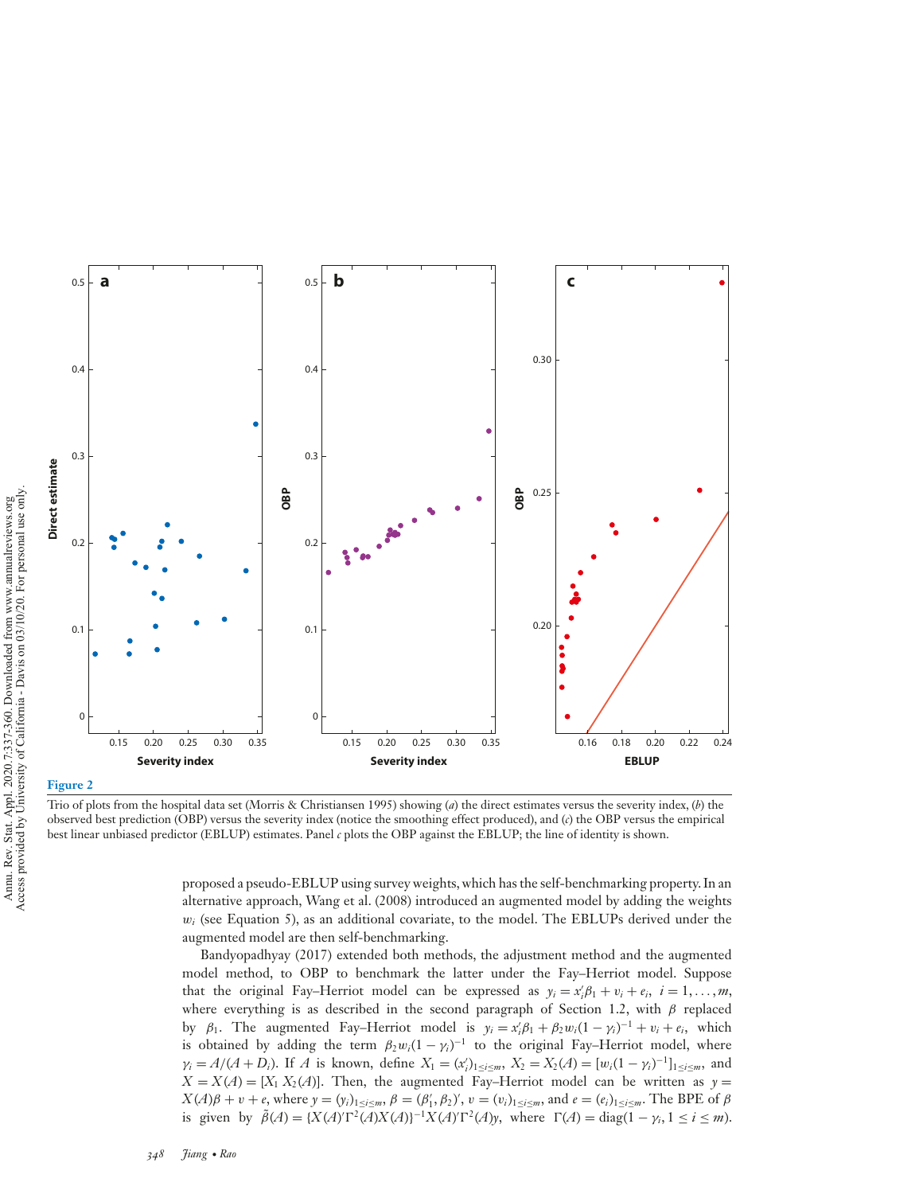**Figure 2**

Trio of plots from the hospital data set (Morris & Christiansen 1995) showing (*a*) the direct estimates versus the severity index, (*b*) the observed best prediction (OBP) versus the severity index (notice the smoothing effect produced), and (*c*) the OBP versus the empirical best linear unbiased predictor (EBLUP) estimates. Panel *c* plots the OBP against the EBLUP; the line of identity is shown.

proposed a pseudo-EBLUP using survey weights, which has the self-benchmarking property. In an alternative approach, Wang et al. (2008) introduced an augmented model by adding the weights $w_i$ (see Equation 5), as an additional covariate, to the model. The EBLUPs derived under the augmented model are then self-benchmarking.

Bandyopadhyay (2017) extended both methods, the adjustment method and the augmented model method, to OBP to benchmark the latter under the Fay–Herriot model. Suppose that the original Fay–Herriot model can be expressed as $y_i = x_i'\beta_1 + v_i + e_i$, $i = 1, \ldots, m$, where everything is as described in the second paragraph of Section 1.2, with $\beta$ replaced by $\beta_1$. The augmented Fay–Herriot model is $y_i = x_i'\beta_1 + \beta_2 w_i(1-\gamma_i)^{-1} + v_i + e_i$, which is obtained by adding the term $\beta_2 w_i(1-\gamma_i)^{-1}$ to the original Fay–Herriot model, where $\gamma_i = A/(A + D_i)$. If $A$ is known, define $X_1 = (x_i')_{1\le i\le m}$, $X_2 = X_2(A) = [w_i(1-\gamma_i)^{-1}]_{1\le i\le m}$, and $X = X(A) = [X_1\, X_2(A)]$. Then, the augmented Fay–Herriot model can be written as $y = X(A)\beta + v + e$, where $y = (y_i)_{1\le i\le m}$, $\beta = (\beta_1', \beta_2)'$, $v = (v_i)_{1\le i\le m}$, and $e = (e_i)_{1\le i\le m}$. The BPE of $\beta$ is given by $\tilde{\beta}(A) = \{X(A)'\Gamma^2(A)X(A)\}^{-1}X(A)'\Gamma^2(A)y$, where $\Gamma(A) = \text{diag}(1-\gamma_i, 1 \le i \le m)$.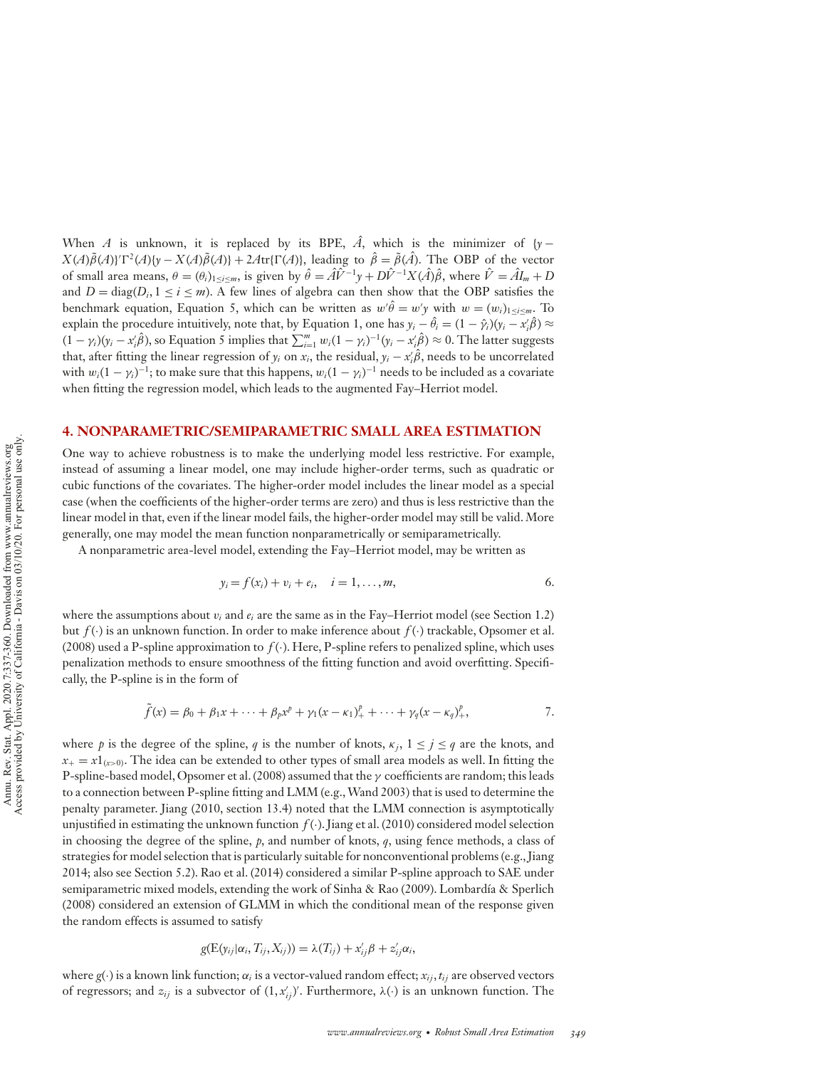When $A$ is unknown, it is replaced by its BPE, $\hat{A}$, which is the minimizer of $\{y - X(A)\tilde{\beta}(A)\}'\Gamma^2(A)\{y - X(A)\tilde{\beta}(A)\} + 2A\text{tr}\{\Gamma(A)\}$, leading to $\hat{\beta} = \tilde{\beta}(\hat{A})$. The OBP of the vector of small area means, $\theta = (\theta_i)_{1\le i\le m}$, is given by $\hat{\theta} = \hat{A}\hat{V}^{-1}y + D\hat{V}^{-1}X(\hat{A})\hat{\beta}$, where $\hat{V} = \hat{A}I_m + D$ and $D = \text{diag}(D_i, 1 \le i \le m)$. A few lines of algebra can then show that the OBP satisfies the benchmark equation, Equation 5, which can be written as $w'\hat{\theta} = w'y$ with $w = (w_i)_{1\le i\le m}$. To explain the procedure intuitively, note that, by Equation 1, one has $y_i - \hat{\theta}_i = (1 - \hat{\gamma}_i)(y_i - x_i'\hat{\beta}) \approx (1 - \gamma_i)(y_i - x_i'\hat{\beta})$, so Equation 5 implies that $\sum_{i=1}^m w_i(1 - \gamma_i)^{-1}(y_i - x_i'\hat{\beta}) \approx 0$. The latter suggests that, after fitting the linear regression of $y_i$ on $x_i$, the residual, $y_i - x_i'\hat{\beta}$, needs to be uncorrelated with $w_i(1 - \gamma_i)^{-1}$; to make sure that this happens, $w_i(1 - \gamma_i)^{-1}$ needs to be included as a covariate when fitting the regression model, which leads to the augmented Fay–Herriot model.

## 4. NONPARAMETRIC/SEMIPARAMETRIC SMALL AREA ESTIMATION

One way to achieve robustness is to make the underlying model less restrictive. For example, instead of assuming a linear model, one may include higher-order terms, such as quadratic or cubic functions of the covariates. The higher-order model includes the linear model as a special case (when the coefficients of the higher-order terms are zero) and thus is less restrictive than the linear model in that, even if the linear model fails, the higher-order model may still be valid. More generally, one may model the mean function nonparametrically or semiparametrically.

A nonparametric area-level model, extending the Fay–Herriot model, may be written as

$$y_i = f(x_i) + v_i + e_i, \quad i = 1, \ldots, m, \qquad 6.$$

where the assumptions about $v_i$ and $e_i$ are the same as in the Fay–Herriot model (see Section 1.2) but $f(\cdot)$ is an unknown function. In order to make inference about $f(\cdot)$ trackable, Opsomer et al. (2008) used a P-spline approximation to $f(\cdot)$. Here, P-spline refers to penalized spline, which uses penalization methods to ensure smoothness of the fitting function and avoid overfitting. Specifically, the P-spline is in the form of

$$\tilde{f}(x) = \beta_0 + \beta_1 x + \cdots + \beta_p x^p + \gamma_1(x - \kappa_1)_+^p + \cdots + \gamma_q(x - \kappa_q)_+^p, \qquad 7.$$

where $p$ is the degree of the spline, $q$ is the number of knots, $\kappa_j$, $1 \le j \le q$ are the knots, and $x_+ = x1_{(x>0)}$. The idea can be extended to other types of small area models as well. In fitting the P-spline-based model, Opsomer et al. (2008) assumed that the $\gamma$ coefficients are random; this leads to a connection between P-spline fitting and LMM (e.g., Wand 2003) that is used to determine the penalty parameter. Jiang (2010, section 13.4) noted that the LMM connection is asymptotically unjustified in estimating the unknown function $f(\cdot)$. Jiang et al. (2010) considered model selection in choosing the degree of the spline, $p$, and number of knots, $q$, using fence methods, a class of strategies for model selection that is particularly suitable for nonconventional problems (e.g., Jiang 2014; also see Section 5.2). Rao et al. (2014) considered a similar P-spline approach to SAE under semiparametric mixed models, extending the work of Sinha & Rao (2009). Lombardía & Sperlich (2008) considered an extension of GLMM in which the conditional mean of the response given the random effects is assumed to satisfy

$$g(\text{E}(y_{ij}|\alpha_i, T_{ij}, X_{ij})) = \lambda(T_{ij}) + x_{ij}'\beta + z_{ij}'\alpha_i,$$

where $g(\cdot)$ is a known link function; $\alpha_i$ is a vector-valued random effect; $x_{ij}, t_{ij}$ are observed vectors of regressors; and $z_{ij}$ is a subvector of $(1, x_{ij}')'$. Furthermore, $\lambda(\cdot)$ is an unknown function. The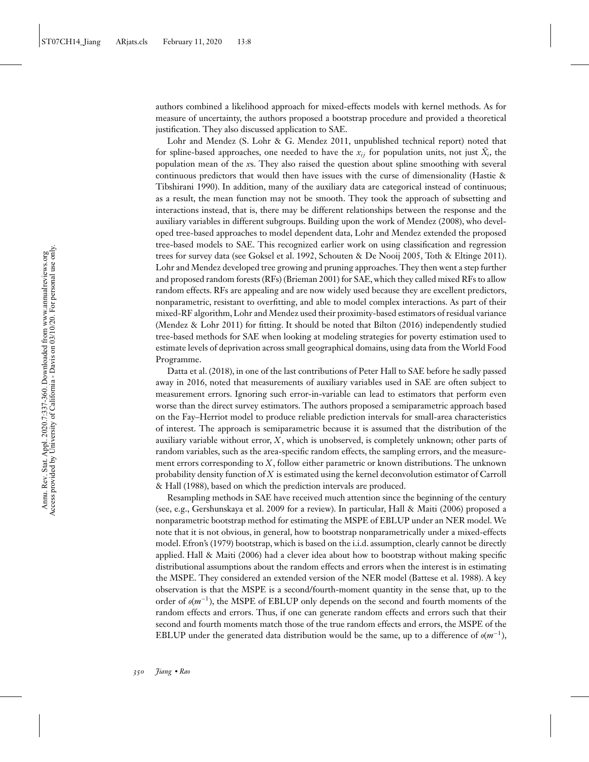authors combined a likelihood approach for mixed-effects models with kernel methods. As for measure of uncertainty, the authors proposed a bootstrap procedure and provided a theoretical justification. They also discussed application to SAE.

Lohr and Mendez (S. Lohr & G. Mendez 2011, unpublished technical report) noted that for spline-based approaches, one needed to have the $x_{ij}$ for population units, not just $\bar{X}_i$, the population mean of the *x*s. They also raised the question about spline smoothing with several continuous predictors that would then have issues with the curse of dimensionality (Hastie & Tibshirani 1990). In addition, many of the auxiliary data are categorical instead of continuous; as a result, the mean function may not be smooth. They took the approach of subsetting and interactions instead, that is, there may be different relationships between the response and the auxiliary variables in different subgroups. Building upon the work of Mendez (2008), who developed tree-based approaches to model dependent data, Lohr and Mendez extended the proposed tree-based models to SAE. This recognized earlier work on using classification and regression trees for survey data (see Goksel et al. 1992, Schouten & De Nooij 2005, Toth & Eltinge 2011). Lohr and Mendez developed tree growing and pruning approaches. They then went a step further and proposed random forests (RFs) (Brieman 2001) for SAE, which they called mixed RFs to allow random effects. RFs are appealing and are now widely used because they are excellent predictors, nonparametric, resistant to overfitting, and able to model complex interactions. As part of their mixed-RF algorithm, Lohr and Mendez used their proximity-based estimators of residual variance (Mendez & Lohr 2011) for fitting. It should be noted that Bilton (2016) independently studied tree-based methods for SAE when looking at modeling strategies for poverty estimation used to estimate levels of deprivation across small geographical domains, using data from the World Food Programme.

Datta et al. (2018), in one of the last contributions of Peter Hall to SAE before he sadly passed away in 2016, noted that measurements of auxiliary variables used in SAE are often subject to measurement errors. Ignoring such error-in-variable can lead to estimators that perform even worse than the direct survey estimators. The authors proposed a semiparametric approach based on the Fay–Herriot model to produce reliable prediction intervals for small-area characteristics of interest. The approach is semiparametric because it is assumed that the distribution of the auxiliary variable without error, $X$, which is unobserved, is completely unknown; other parts of random variables, such as the area-specific random effects, the sampling errors, and the measurement errors corresponding to $X$, follow either parametric or known distributions. The unknown probability density function of $X$ is estimated using the kernel deconvolution estimator of Carroll & Hall (1988), based on which the prediction intervals are produced.

Resampling methods in SAE have received much attention since the beginning of the century (see, e.g., Gershunskaya et al. 2009 for a review). In particular, Hall & Maiti (2006) proposed a nonparametric bootstrap method for estimating the MSPE of EBLUP under an NER model. We note that it is not obvious, in general, how to bootstrap nonparametrically under a mixed-effects model. Efron's (1979) bootstrap, which is based on the i.i.d. assumption, clearly cannot be directly applied. Hall & Maiti (2006) had a clever idea about how to bootstrap without making specific distributional assumptions about the random effects and errors when the interest is in estimating the MSPE. They considered an extended version of the NER model (Battese et al. 1988). A key observation is that the MSPE is a second/fourth-moment quantity in the sense that, up to the order of $o(m^{-1})$, the MSPE of EBLUP only depends on the second and fourth moments of the random effects and errors. Thus, if one can generate random effects and errors such that their second and fourth moments match those of the true random effects and errors, the MSPE of the EBLUP under the generated data distribution would be the same, up to a difference of $o(m^{-1})$,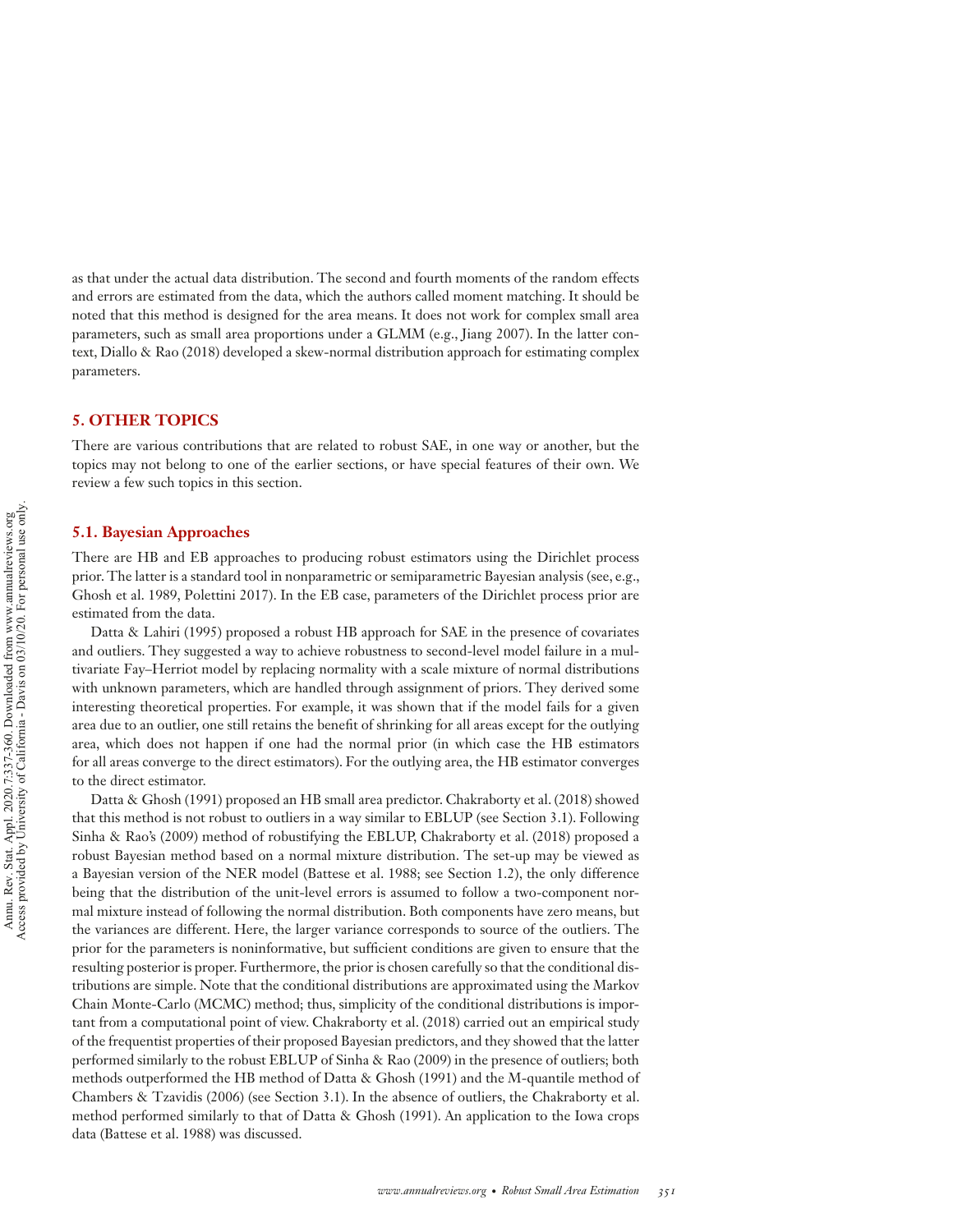as that under the actual data distribution. The second and fourth moments of the random effects and errors are estimated from the data, which the authors called moment matching. It should be noted that this method is designed for the area means. It does not work for complex small area parameters, such as small area proportions under a GLMM (e.g., Jiang 2007). In the latter context, Diallo & Rao (2018) developed a skew-normal distribution approach for estimating complex parameters.

## 5. OTHER TOPICS

There are various contributions that are related to robust SAE, in one way or another, but the topics may not belong to one of the earlier sections, or have special features of their own. We review a few such topics in this section.

### 5.1. Bayesian Approaches

There are HB and EB approaches to producing robust estimators using the Dirichlet process prior. The latter is a standard tool in nonparametric or semiparametric Bayesian analysis (see, e.g., Ghosh et al. 1989, Polettini 2017). In the EB case, parameters of the Dirichlet process prior are estimated from the data.

Datta & Lahiri (1995) proposed a robust HB approach for SAE in the presence of covariates and outliers. They suggested a way to achieve robustness to second-level model failure in a multivariate Fay–Herriot model by replacing normality with a scale mixture of normal distributions with unknown parameters, which are handled through assignment of priors. They derived some interesting theoretical properties. For example, it was shown that if the model fails for a given area due to an outlier, one still retains the benefit of shrinking for all areas except for the outlying area, which does not happen if one had the normal prior (in which case the HB estimators for all areas converge to the direct estimators). For the outlying area, the HB estimator converges to the direct estimator.

Datta & Ghosh (1991) proposed an HB small area predictor. Chakraborty et al. (2018) showed that this method is not robust to outliers in a way similar to EBLUP (see Section 3.1). Following Sinha & Rao's (2009) method of robustifying the EBLUP, Chakraborty et al. (2018) proposed a robust Bayesian method based on a normal mixture distribution. The set-up may be viewed as a Bayesian version of the NER model (Battese et al. 1988; see Section 1.2), the only difference being that the distribution of the unit-level errors is assumed to follow a two-component normal mixture instead of following the normal distribution. Both components have zero means, but the variances are different. Here, the larger variance corresponds to source of the outliers. The prior for the parameters is noninformative, but sufficient conditions are given to ensure that the resulting posterior is proper. Furthermore, the prior is chosen carefully so that the conditional distributions are simple. Note that the conditional distributions are approximated using the Markov Chain Monte-Carlo (MCMC) method; thus, simplicity of the conditional distributions is important from a computational point of view. Chakraborty et al. (2018) carried out an empirical study of the frequentist properties of their proposed Bayesian predictors, and they showed that the latter performed similarly to the robust EBLUP of Sinha & Rao (2009) in the presence of outliers; both methods outperformed the HB method of Datta & Ghosh (1991) and the M-quantile method of Chambers & Tzavidis (2006) (see Section 3.1). In the absence of outliers, the Chakraborty et al. method performed similarly to that of Datta & Ghosh (1991). An application to the Iowa crops data (Battese et al. 1988) was discussed.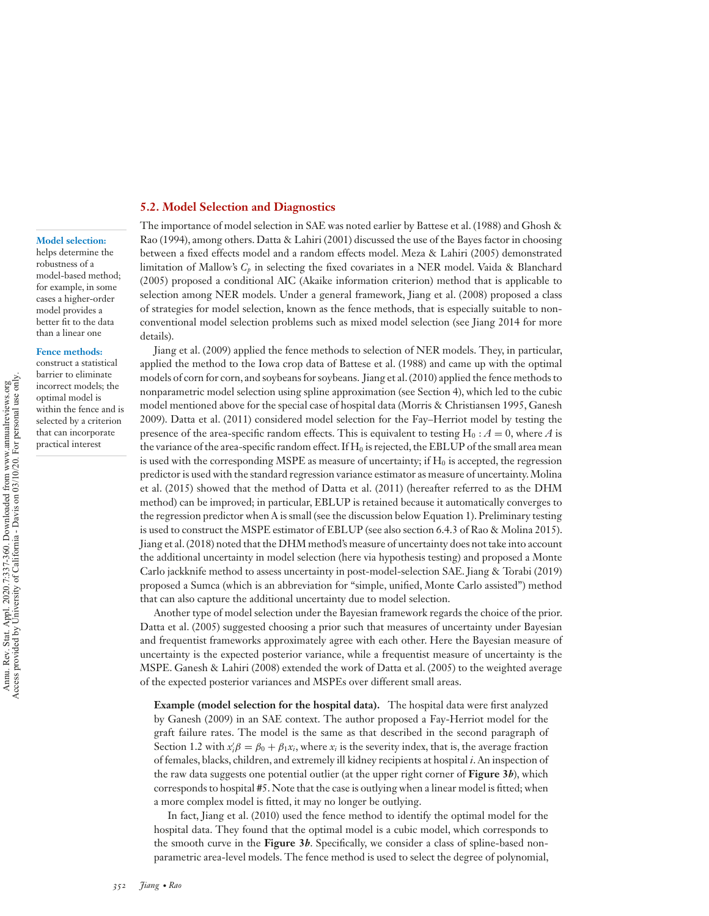## 5.2. Model Selection and Diagnostics

**Model selection:** helps determine the robustness of a model-based method; for example, in some cases a higher-order model provides a better fit to the data than a linear one

**Fence methods:** construct a statistical barrier to eliminate incorrect models; the optimal model is within the fence and is selected by a criterion that can incorporate practical interest

The importance of model selection in SAE was noted earlier by Battese et al. (1988) and Ghosh & Rao (1994), among others. Datta & Lahiri (2001) discussed the use of the Bayes factor in choosing between a fixed effects model and a random effects model. Meza & Lahiri (2005) demonstrated limitation of Mallow's $C_p$ in selecting the fixed covariates in a NER model. Vaida & Blanchard (2005) proposed a conditional AIC (Akaike information criterion) method that is applicable to selection among NER models. Under a general framework, Jiang et al. (2008) proposed a class of strategies for model selection, known as the fence methods, that is especially suitable to non-conventional model selection problems such as mixed model selection (see Jiang 2014 for more details).

Jiang et al. (2009) applied the fence methods to selection of NER models. They, in particular, applied the method to the Iowa crop data of Battese et al. (1988) and came up with the optimal models of corn for corn, and soybeans for soybeans. Jiang et al. (2010) applied the fence methods to nonparametric model selection using spline approximation (see Section 4), which led to the cubic model mentioned above for the special case of hospital data (Morris & Christiansen 1995, Ganesh 2009). Datta et al. (2011) considered model selection for the Fay–Herriot model by testing the presence of the area-specific random effects. This is equivalent to testing $H_0 : A = 0$, where $A$ is the variance of the area-specific random effect. If $H_0$ is rejected, the EBLUP of the small area mean is used with the corresponding MSPE as measure of uncertainty; if $H_0$ is accepted, the regression predictor is used with the standard regression variance estimator as measure of uncertainty. Molina et al. (2015) showed that the method of Datta et al. (2011) (hereafter referred to as the DHM method) can be improved; in particular, EBLUP is retained because it automatically converges to the regression predictor when A is small (see the discussion below Equation 1). Preliminary testing is used to construct the MSPE estimator of EBLUP (see also section 6.4.3 of Rao & Molina 2015). Jiang et al. (2018) noted that the DHM method's measure of uncertainty does not take into account the additional uncertainty in model selection (here via hypothesis testing) and proposed a Monte Carlo jackknife method to assess uncertainty in post-model-selection SAE. Jiang & Torabi (2019) proposed a Sumca (which is an abbreviation for "simple, unified, Monte Carlo assisted") method that can also capture the additional uncertainty due to model selection.

Another type of model selection under the Bayesian framework regards the choice of the prior. Datta et al. (2005) suggested choosing a prior such that measures of uncertainty under Bayesian and frequentist frameworks approximately agree with each other. Here the Bayesian measure of uncertainty is the expected posterior variance, while a frequentist measure of uncertainty is the MSPE. Ganesh & Lahiri (2008) extended the work of Datta et al. (2005) to the weighted average of the expected posterior variances and MSPEs over different small areas.

**Example (model selection for the hospital data).** The hospital data were first analyzed by Ganesh (2009) in an SAE context. The author proposed a Fay-Herriot model for the graft failure rates. The model is the same as that described in the second paragraph of Section 1.2 with $x_i'\beta = \beta_0 + \beta_1 x_i$, where $x_i$ is the severity index, that is, the average fraction of females, blacks, children, and extremely ill kidney recipients at hospital $i$. An inspection of the raw data suggests one potential outlier (at the upper right corner of **Figure 3*b***), which corresponds to hospital #5. Note that the case is outlying when a linear model is fitted; when a more complex model is fitted, it may no longer be outlying.

In fact, Jiang et al. (2010) used the fence method to identify the optimal model for the hospital data. They found that the optimal model is a cubic model, which corresponds to the smooth curve in the **Figure 3*b***. Specifically, we consider a class of spline-based nonparametric area-level models. The fence method is used to select the degree of polynomial,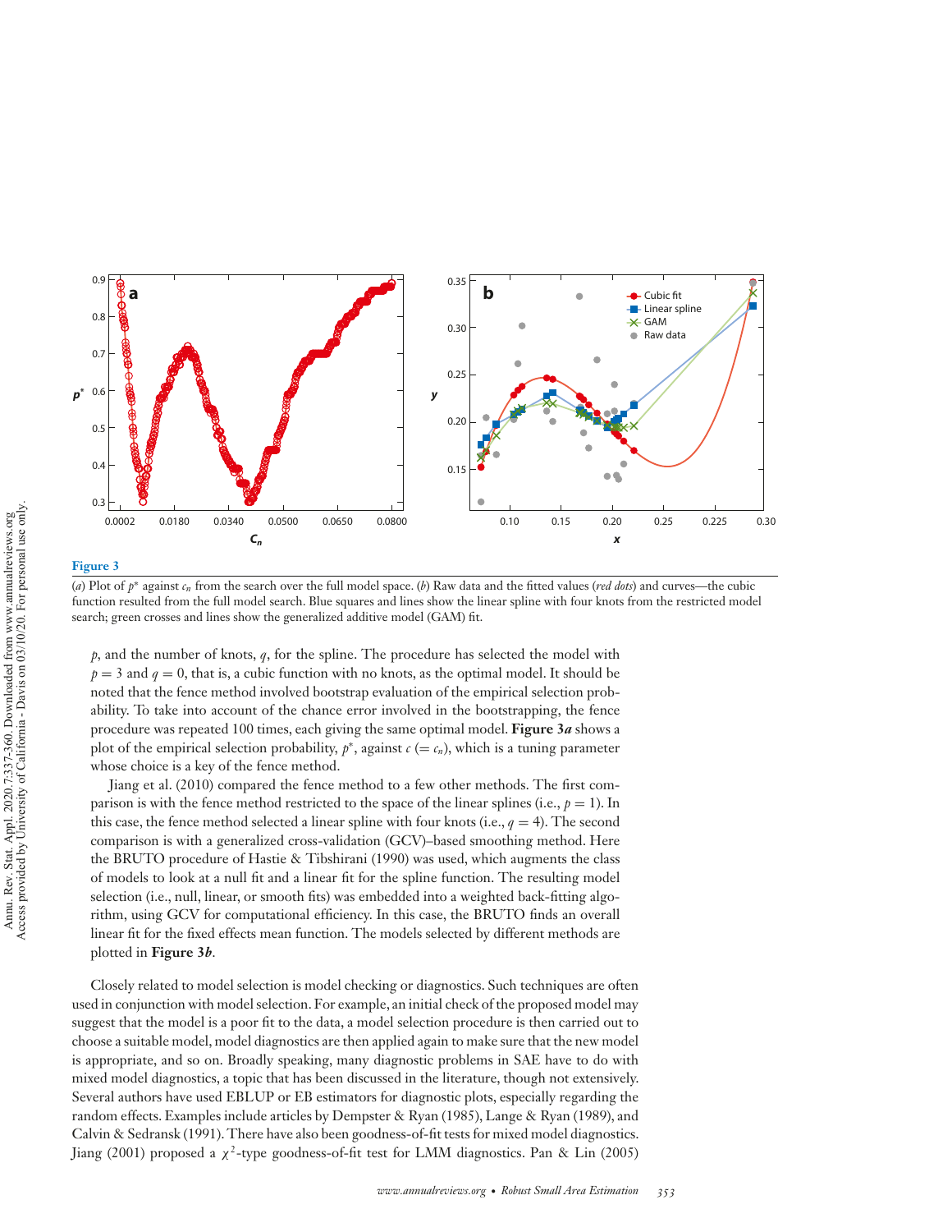**Figure 3**

(*a*) Plot of $p^*$ against $c_n$ from the search over the full model space. (*b*) Raw data and the fitted values (*red dots*) and curves—the cubic function resulted from the full model search. Blue squares and lines show the linear spline with four knots from the restricted model search; green crosses and lines show the generalized additive model (GAM) fit.

$p$, and the number of knots, $q$, for the spline. The procedure has selected the model with $p = 3$ and $q = 0$, that is, a cubic function with no knots, as the optimal model. It should be noted that the fence method involved bootstrap evaluation of the empirical selection probability. To take into account of the chance error involved in the bootstrapping, the fence procedure was repeated 100 times, each giving the same optimal model. **Figure 3*a*** shows a plot of the empirical selection probability, $p^*$, against $c$ ($= c_n$), which is a tuning parameter whose choice is a key of the fence method.

Jiang et al. (2010) compared the fence method to a few other methods. The first comparison is with the fence method restricted to the space of the linear splines (i.e., $p = 1$). In this case, the fence method selected a linear spline with four knots (i.e., $q = 4$). The second comparison is with a generalized cross-validation (GCV)–based smoothing method. Here the BRUTO procedure of Hastie & Tibshirani (1990) was used, which augments the class of models to look at a null fit and a linear fit for the spline function. The resulting model selection (i.e., null, linear, or smooth fits) was embedded into a weighted back-fitting algorithm, using GCV for computational efficiency. In this case, the BRUTO finds an overall linear fit for the fixed effects mean function. The models selected by different methods are plotted in **Figure 3*b***.

Closely related to model selection is model checking or diagnostics. Such techniques are often used in conjunction with model selection. For example, an initial check of the proposed model may suggest that the model is a poor fit to the data, a model selection procedure is then carried out to choose a suitable model, model diagnostics are then applied again to make sure that the new model is appropriate, and so on. Broadly speaking, many diagnostic problems in SAE have to do with mixed model diagnostics, a topic that has been discussed in the literature, though not extensively. Several authors have used EBLUP or EB estimators for diagnostic plots, especially regarding the random effects. Examples include articles by Dempster & Ryan (1985), Lange & Ryan (1989), and Calvin & Sedransk (1991). There have also been goodness-of-fit tests for mixed model diagnostics. Jiang (2001) proposed a $\chi^2$-type goodness-of-fit test for LMM diagnostics. Pan & Lin (2005)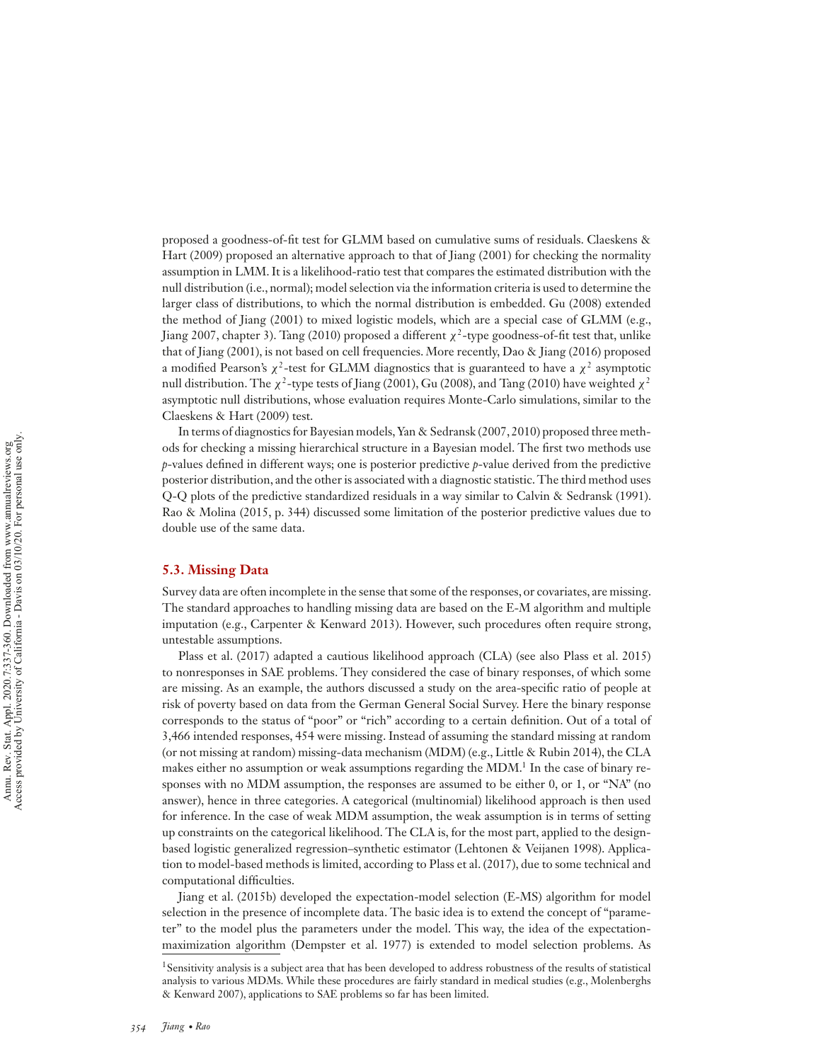proposed a goodness-of-fit test for GLMM based on cumulative sums of residuals. Claeskens & Hart (2009) proposed an alternative approach to that of Jiang (2001) for checking the normality assumption in LMM. It is a likelihood-ratio test that compares the estimated distribution with the null distribution (i.e., normal); model selection via the information criteria is used to determine the larger class of distributions, to which the normal distribution is embedded. Gu (2008) extended the method of Jiang (2001) to mixed logistic models, which are a special case of GLMM (e.g., Jiang 2007, chapter 3). Tang (2010) proposed a different $\chi^2$-type goodness-of-fit test that, unlike that of Jiang (2001), is not based on cell frequencies. More recently, Dao & Jiang (2016) proposed a modified Pearson's $\chi^2$-test for GLMM diagnostics that is guaranteed to have a $\chi^2$ asymptotic null distribution. The $\chi^2$-type tests of Jiang (2001), Gu (2008), and Tang (2010) have weighted $\chi^2$ asymptotic null distributions, whose evaluation requires Monte-Carlo simulations, similar to the Claeskens & Hart (2009) test.

In terms of diagnostics for Bayesian models, Yan & Sedransk (2007, 2010) proposed three methods for checking a missing hierarchical structure in a Bayesian model. The first two methods use *p*-values defined in different ways; one is posterior predictive *p*-value derived from the predictive posterior distribution, and the other is associated with a diagnostic statistic. The third method uses Q-Q plots of the predictive standardized residuals in a way similar to Calvin & Sedransk (1991). Rao & Molina (2015, p. 344) discussed some limitation of the posterior predictive values due to double use of the same data.

### 5.3. Missing Data

Survey data are often incomplete in the sense that some of the responses, or covariates, are missing. The standard approaches to handling missing data are based on the E-M algorithm and multiple imputation (e.g., Carpenter & Kenward 2013). However, such procedures often require strong, untestable assumptions.

Plass et al. (2017) adapted a cautious likelihood approach (CLA) (see also Plass et al. 2015) to nonresponses in SAE problems. They considered the case of binary responses, of which some are missing. As an example, the authors discussed a study on the area-specific ratio of people at risk of poverty based on data from the German General Social Survey. Here the binary response corresponds to the status of "poor" or "rich" according to a certain definition. Out of a total of 3,466 intended responses, 454 were missing. Instead of assuming the standard missing at random (or not missing at random) missing-data mechanism (MDM) (e.g., Little & Rubin 2014), the CLA makes either no assumption or weak assumptions regarding the MDM.[1] In the case of binary responses with no MDM assumption, the responses are assumed to be either 0, or 1, or "NA" (no answer), hence in three categories. A categorical (multinomial) likelihood approach is then used for inference. In the case of weak MDM assumption, the weak assumption is in terms of setting up constraints on the categorical likelihood. The CLA is, for the most part, applied to the design-based logistic generalized regression–synthetic estimator (Lehtonen & Veijanen 1998). Application to model-based methods is limited, according to Plass et al. (2017), due to some technical and computational difficulties.

Jiang et al. (2015b) developed the expectation-model selection (E-MS) algorithm for model selection in the presence of incomplete data. The basic idea is to extend the concept of "parameter" to the model plus the parameters under the model. This way, the idea of the expectation-maximization algorithm (Dempster et al. 1977) is extended to model selection problems. As

[1] Sensitivity analysis is a subject area that has been developed to address robustness of the results of statistical analysis to various MDMs. While these procedures are fairly standard in medical studies (e.g., Molenberghs & Kenward 2007), applications to SAE problems so far has been limited.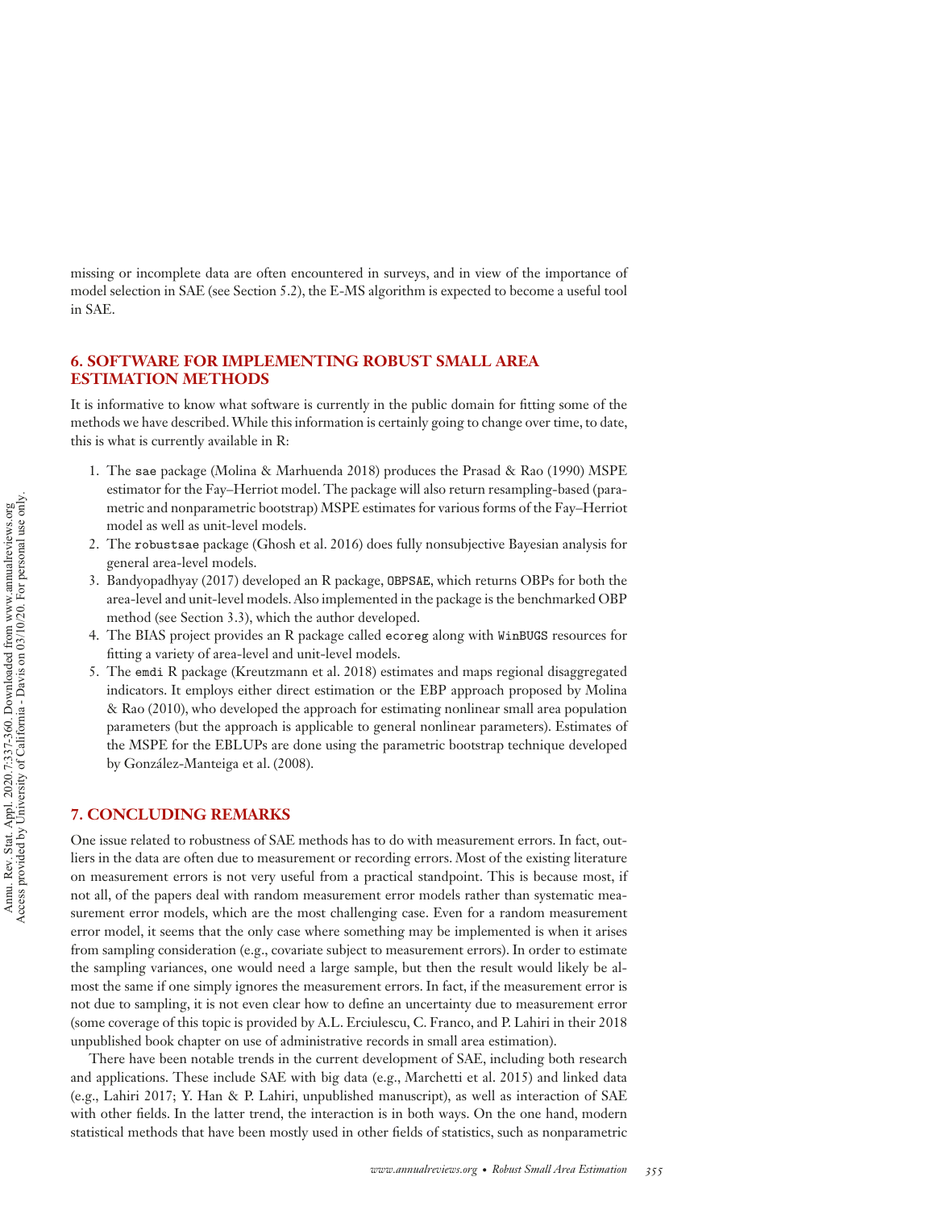missing or incomplete data are often encountered in surveys, and in view of the importance of model selection in SAE (see Section 5.2), the E-MS algorithm is expected to become a useful tool in SAE.

## 6. SOFTWARE FOR IMPLEMENTING ROBUST SMALL AREA ESTIMATION METHODS

It is informative to know what software is currently in the public domain for fitting some of the methods we have described. While this information is certainly going to change over time, to date, this is what is currently available in R:

1. The `sae` package (Molina & Marhuenda 2018) produces the Prasad & Rao (1990) MSPE estimator for the Fay–Herriot model. The package will also return resampling-based (parametric and nonparametric bootstrap) MSPE estimates for various forms of the Fay–Herriot model as well as unit-level models.
2. The `robustsae` package (Ghosh et al. 2016) does fully nonsubjective Bayesian analysis for general area-level models.
3. Bandyopadhyay (2017) developed an R package, `OBPSAE`, which returns OBPs for both the area-level and unit-level models. Also implemented in the package is the benchmarked OBP method (see Section 3.3), which the author developed.
4. The BIAS project provides an R package called `ecoreg` along with `WinBUGS` resources for fitting a variety of area-level and unit-level models.
5. The `emdi` R package (Kreutzmann et al. 2018) estimates and maps regional disaggregated indicators. It employs either direct estimation or the EBP approach proposed by Molina & Rao (2010), who developed the approach for estimating nonlinear small area population parameters (but the approach is applicable to general nonlinear parameters). Estimates of the MSPE for the EBLUPs are done using the parametric bootstrap technique developed by González-Manteiga et al. (2008).

## 7. CONCLUDING REMARKS

One issue related to robustness of SAE methods has to do with measurement errors. In fact, outliers in the data are often due to measurement or recording errors. Most of the existing literature on measurement errors is not very useful from a practical standpoint. This is because most, if not all, of the papers deal with random measurement error models rather than systematic measurement error models, which are the most challenging case. Even for a random measurement error model, it seems that the only case where something may be implemented is when it arises from sampling consideration (e.g., covariate subject to measurement errors). In order to estimate the sampling variances, one would need a large sample, but then the result would likely be almost the same if one simply ignores the measurement errors. In fact, if the measurement error is not due to sampling, it is not even clear how to define an uncertainty due to measurement error (some coverage of this topic is provided by A.L. Erciulescu, C. Franco, and P. Lahiri in their 2018 unpublished book chapter on use of administrative records in small area estimation).

There have been notable trends in the current development of SAE, including both research and applications. These include SAE with big data (e.g., Marchetti et al. 2015) and linked data (e.g., Lahiri 2017; Y. Han & P. Lahiri, unpublished manuscript), as well as interaction of SAE with other fields. In the latter trend, the interaction is in both ways. On the one hand, modern statistical methods that have been mostly used in other fields of statistics, such as nonparametric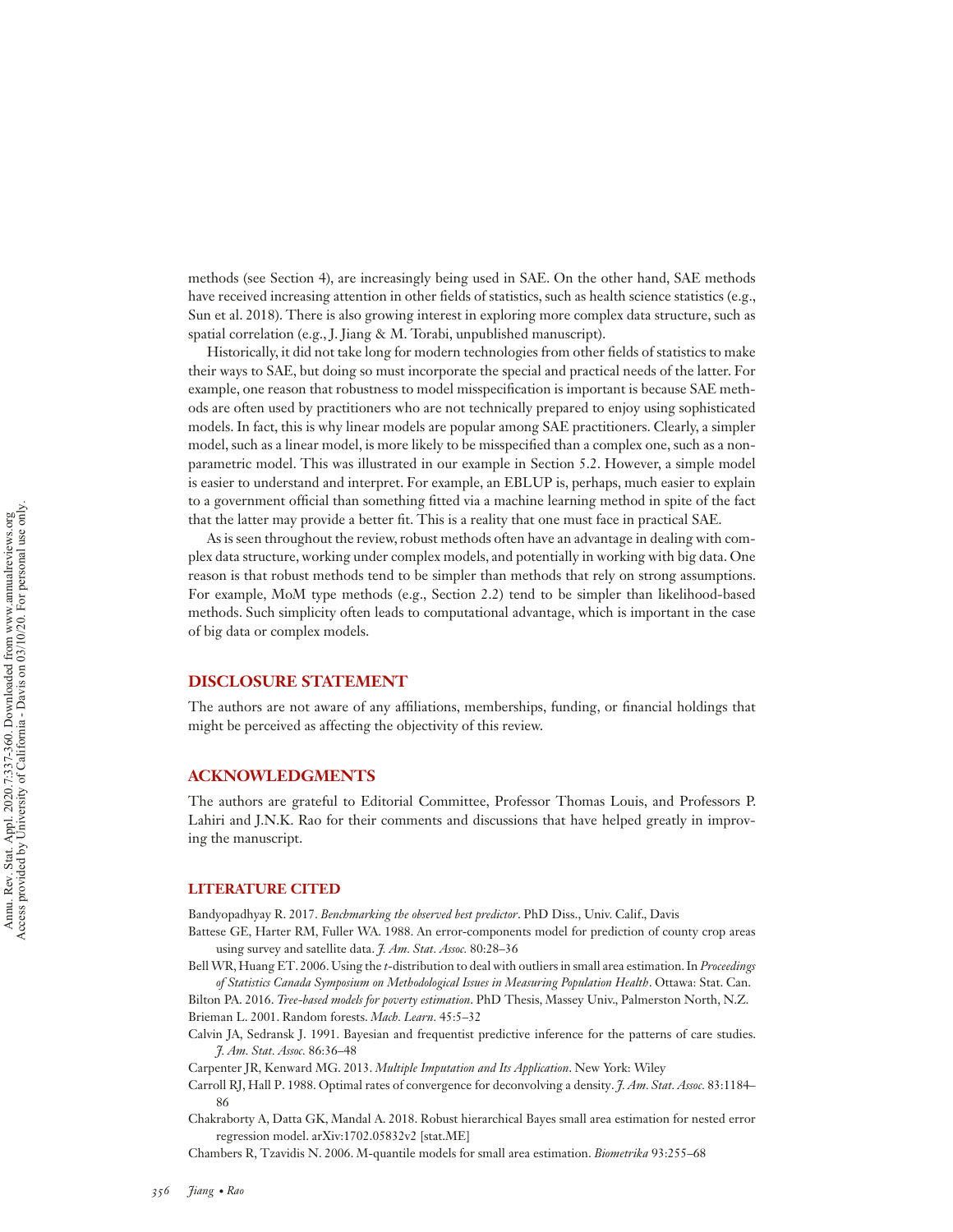methods (see Section 4), are increasingly being used in SAE. On the other hand, SAE methods have received increasing attention in other fields of statistics, such as health science statistics (e.g., Sun et al. 2018). There is also growing interest in exploring more complex data structure, such as spatial correlation (e.g., J. Jiang & M. Torabi, unpublished manuscript).

Historically, it did not take long for modern technologies from other fields of statistics to make their ways to SAE, but doing so must incorporate the special and practical needs of the latter. For example, one reason that robustness to model misspecification is important is because SAE methods are often used by practitioners who are not technically prepared to enjoy using sophisticated models. In fact, this is why linear models are popular among SAE practitioners. Clearly, a simpler model, such as a linear model, is more likely to be misspecified than a complex one, such as a nonparametric model. This was illustrated in our example in Section 5.2. However, a simple model is easier to understand and interpret. For example, an EBLUP is, perhaps, much easier to explain to a government official than something fitted via a machine learning method in spite of the fact that the latter may provide a better fit. This is a reality that one must face in practical SAE.

As is seen throughout the review, robust methods often have an advantage in dealing with complex data structure, working under complex models, and potentially in working with big data. One reason is that robust methods tend to be simpler than methods that rely on strong assumptions. For example, MoM type methods (e.g., Section 2.2) tend to be simpler than likelihood-based methods. Such simplicity often leads to computational advantage, which is important in the case of big data or complex models.

## DISCLOSURE STATEMENT

The authors are not aware of any affiliations, memberships, funding, or financial holdings that might be perceived as affecting the objectivity of this review.

## ACKNOWLEDGMENTS

The authors are grateful to Editorial Committee, Professor Thomas Louis, and Professors P. Lahiri and J.N.K. Rao for their comments and discussions that have helped greatly in improving the manuscript.

## LITERATURE CITED

Bandyopadhyay R. 2017. *Benchmarking the observed best predictor*. PhD Diss., Univ. Calif., Davis

Battese GE, Harter RM, Fuller WA. 1988. An error-components model for prediction of county crop areas using survey and satellite data. *J. Am. Stat. Assoc.* 80:28–36

Bell WR, Huang ET. 2006. Using the *t*-distribution to deal with outliers in small area estimation. In *Proceedings of Statistics Canada Symposium on Methodological Issues in Measuring Population Health*. Ottawa: Stat. Can.

Bilton PA. 2016. *Tree-based models for poverty estimation*. PhD Thesis, Massey Univ., Palmerston North, N.Z.

Brieman L. 2001. Random forests. *Mach. Learn.* 45:5–32

Calvin JA, Sedransk J. 1991. Bayesian and frequentist predictive inference for the patterns of care studies. *J. Am. Stat. Assoc.* 86:36–48

Carpenter JR, Kenward MG. 2013. *Multiple Imputation and Its Application*. New York: Wiley

Carroll RJ, Hall P. 1988. Optimal rates of convergence for deconvolving a density. *J. Am. Stat. Assoc.* 83:1184–86

Chakraborty A, Datta GK, Mandal A. 2018. Robust hierarchical Bayes small area estimation for nested error regression model. arXiv:1702.05832v2 [stat.ME]

Chambers R, Tzavidis N. 2006. M-quantile models for small area estimation. *Biometrika* 93:255–68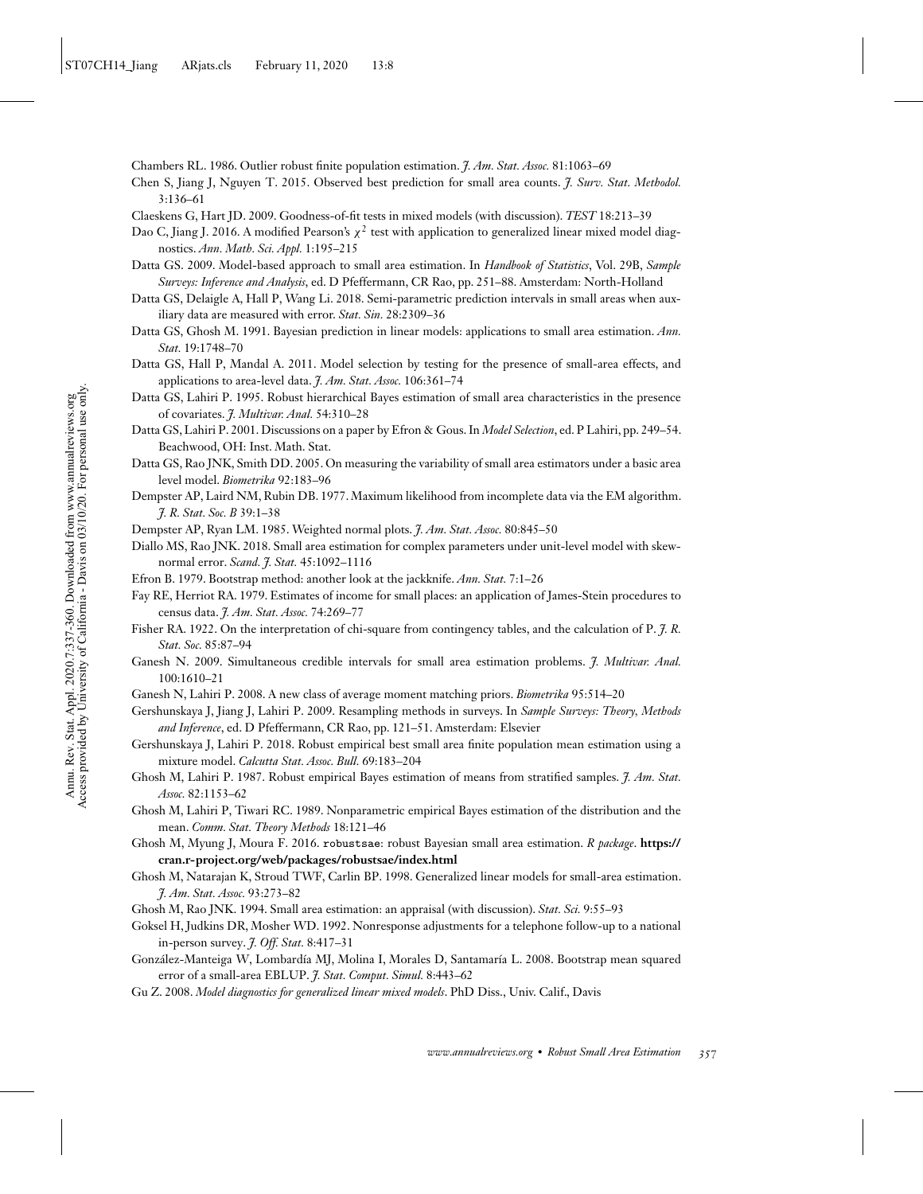Chambers RL. 1986. Outlier robust finite population estimation. *J. Am. Stat. Assoc.* 81:1063–69

Chen S, Jiang J, Nguyen T. 2015. Observed best prediction for small area counts. *J. Surv. Stat. Methodol.* 3:136–61

Claeskens G, Hart JD. 2009. Goodness-of-fit tests in mixed models (with discussion). *TEST* 18:213–39

Dao C, Jiang J. 2016. A modified Pearson's $\chi^2$ test with application to generalized linear mixed model diagnostics. *Ann. Math. Sci. Appl.* 1:195–215

Datta GS. 2009. Model-based approach to small area estimation. In *Handbook of Statistics*, Vol. 29B, *Sample Surveys: Inference and Analysis*, ed. D Pfeffermann, CR Rao, pp. 251–88. Amsterdam: North-Holland

Datta GS, Delaigle A, Hall P, Wang Li. 2018. Semi-parametric prediction intervals in small areas when auxiliary data are measured with error. *Stat. Sin.* 28:2309–36

Datta GS, Ghosh M. 1991. Bayesian prediction in linear models: applications to small area estimation. *Ann. Stat.* 19:1748–70

Datta GS, Hall P, Mandal A. 2011. Model selection by testing for the presence of small-area effects, and applications to area-level data. *J. Am. Stat. Assoc.* 106:361–74

Datta GS, Lahiri P. 1995. Robust hierarchical Bayes estimation of small area characteristics in the presence of covariates. *J. Multivar. Anal.* 54:310–28

Datta GS, Lahiri P. 2001. Discussions on a paper by Efron & Gous. In *Model Selection*, ed. P Lahiri, pp. 249–54. Beachwood, OH: Inst. Math. Stat.

Datta GS, Rao JNK, Smith DD. 2005. On measuring the variability of small area estimators under a basic area level model. *Biometrika* 92:183–96

Dempster AP, Laird NM, Rubin DB. 1977. Maximum likelihood from incomplete data via the EM algorithm. *J. R. Stat. Soc. B* 39:1–38

Dempster AP, Ryan LM. 1985. Weighted normal plots. *J. Am. Stat. Assoc.* 80:845–50

Diallo MS, Rao JNK. 2018. Small area estimation for complex parameters under unit-level model with skew-normal error. *Scand. J. Stat.* 45:1092–1116

Efron B. 1979. Bootstrap method: another look at the jackknife. *Ann. Stat.* 7:1–26

Fay RE, Herriot RA. 1979. Estimates of income for small places: an application of James-Stein procedures to census data. *J. Am. Stat. Assoc.* 74:269–77

Fisher RA. 1922. On the interpretation of chi-square from contingency tables, and the calculation of P. *J. R. Stat. Soc.* 85:87–94

Ganesh N. 2009. Simultaneous credible intervals for small area estimation problems. *J. Multivar. Anal.* 100:1610–21

Ganesh N, Lahiri P. 2008. A new class of average moment matching priors. *Biometrika* 95:514–20

Gershunskaya J, Jiang J, Lahiri P. 2009. Resampling methods in surveys. In *Sample Surveys: Theory, Methods and Inference*, ed. D Pfeffermann, CR Rao, pp. 121–51. Amsterdam: Elsevier

Gershunskaya J, Lahiri P. 2018. Robust empirical best small area finite population mean estimation using a mixture model. *Calcutta Stat. Assoc. Bull.* 69:183–204

Ghosh M, Lahiri P. 1987. Robust empirical Bayes estimation of means from stratified samples. *J. Am. Stat. Assoc.* 82:1153–62

Ghosh M, Lahiri P, Tiwari RC. 1989. Nonparametric empirical Bayes estimation of the distribution and the mean. *Comm. Stat. Theory Methods* 18:121–46

Ghosh M, Myung J, Moura F. 2016. `robustsae`: robust Bayesian small area estimation. *R package*. **https://cran.r-project.org/web/packages/robustsae/index.html**

Ghosh M, Natarajan K, Stroud TWF, Carlin BP. 1998. Generalized linear models for small-area estimation. *J. Am. Stat. Assoc.* 93:273–82

Ghosh M, Rao JNK. 1994. Small area estimation: an appraisal (with discussion). *Stat. Sci.* 9:55–93

Goksel H, Judkins DR, Mosher WD. 1992. Nonresponse adjustments for a telephone follow-up to a national in-person survey. *J. Off. Stat.* 8:417–31

González-Manteiga W, Lombardía MJ, Molina I, Morales D, Santamaría L. 2008. Bootstrap mean squared error of a small-area EBLUP. *J. Stat. Comput. Simul.* 8:443–62

Gu Z. 2008. *Model diagnostics for generalized linear mixed models*. PhD Diss., Univ. Calif., Davis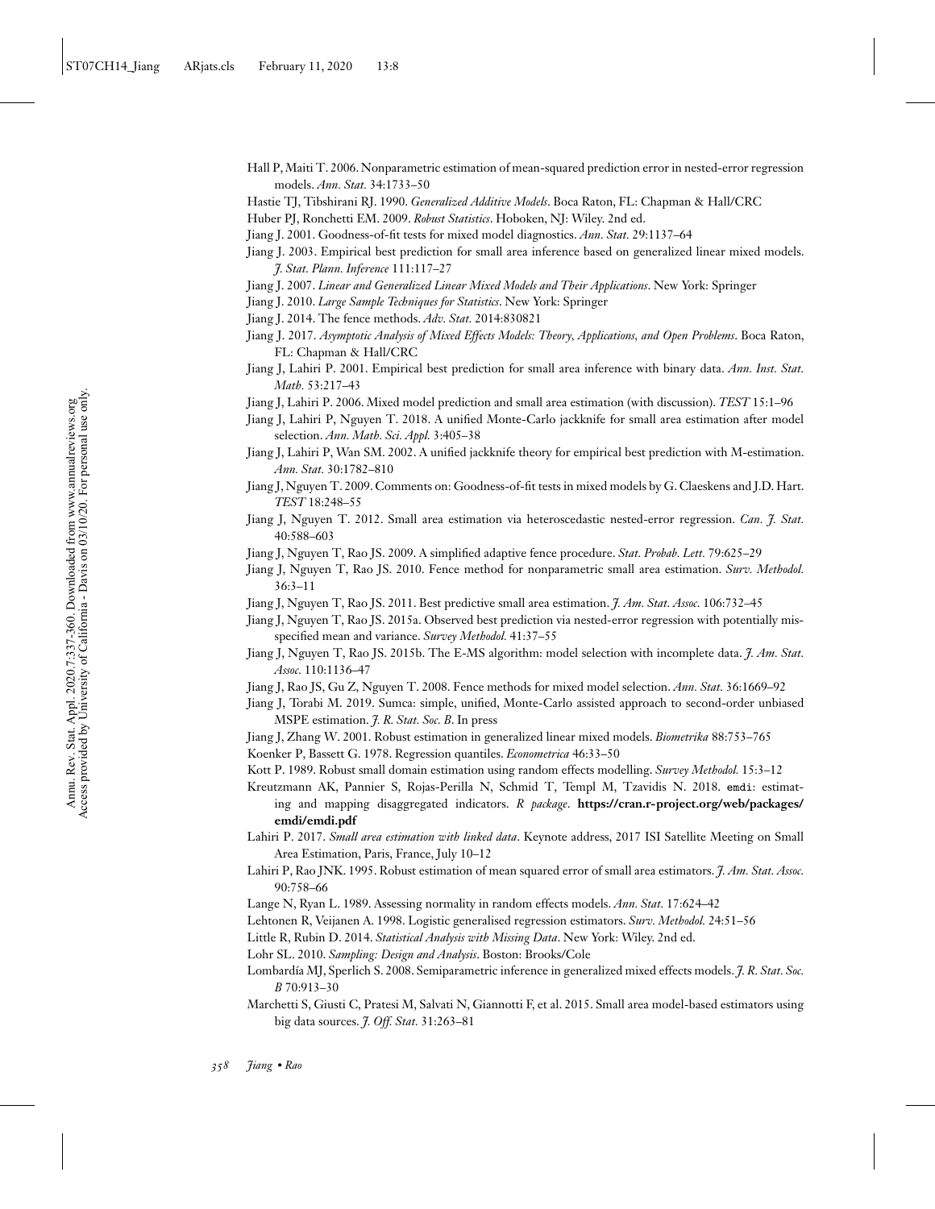Hall P, Maiti T. 2006. Nonparametric estimation of mean-squared prediction error in nested-error regression models. *Ann. Stat.* 34:1733–50

Hastie TJ, Tibshirani RJ. 1990. *Generalized Additive Models*. Boca Raton, FL: Chapman & Hall/CRC

Huber PJ, Ronchetti EM. 2009. *Robust Statistics*. Hoboken, NJ: Wiley. 2nd ed.

Jiang J. 2001. Goodness-of-fit tests for mixed model diagnostics. *Ann. Stat.* 29:1137–64

Jiang J. 2003. Empirical best prediction for small area inference based on generalized linear mixed models. *J. Stat. Plann. Inference* 111:117–27

Jiang J. 2007. *Linear and Generalized Linear Mixed Models and Their Applications*. New York: Springer

Jiang J. 2010. *Large Sample Techniques for Statistics*. New York: Springer

Jiang J. 2014. The fence methods. *Adv. Stat.* 2014:830821

Jiang J. 2017. *Asymptotic Analysis of Mixed Effects Models: Theory, Applications, and Open Problems*. Boca Raton, FL: Chapman & Hall/CRC

Jiang J, Lahiri P. 2001. Empirical best prediction for small area inference with binary data. *Ann. Inst. Stat. Math.* 53:217–43

Jiang J, Lahiri P. 2006. Mixed model prediction and small area estimation (with discussion). *TEST* 15:1–96

Jiang J, Lahiri P, Nguyen T. 2018. A unified Monte-Carlo jackknife for small area estimation after model selection. *Ann. Math. Sci. Appl.* 3:405–38

Jiang J, Lahiri P, Wan SM. 2002. A unified jackknife theory for empirical best prediction with M-estimation. *Ann. Stat.* 30:1782–810

Jiang J, Nguyen T. 2009. Comments on: Goodness-of-fit tests in mixed models by G. Claeskens and J.D. Hart. *TEST* 18:248–55

Jiang J, Nguyen T. 2012. Small area estimation via heteroscedastic nested-error regression. *Can. J. Stat.* 40:588–603

Jiang J, Nguyen T, Rao JS. 2009. A simplified adaptive fence procedure. *Stat. Probab. Lett.* 79:625–29

Jiang J, Nguyen T, Rao JS. 2010. Fence method for nonparametric small area estimation. *Surv. Methodol.* 36:3–11

Jiang J, Nguyen T, Rao JS. 2011. Best predictive small area estimation. *J. Am. Stat. Assoc.* 106:732–45

Jiang J, Nguyen T, Rao JS. 2015a. Observed best prediction via nested-error regression with potentially misspecified mean and variance. *Survey Methodol.* 41:37–55

Jiang J, Nguyen T, Rao JS. 2015b. The E-MS algorithm: model selection with incomplete data. *J. Am. Stat. Assoc.* 110:1136–47

Jiang J, Rao JS, Gu Z, Nguyen T. 2008. Fence methods for mixed model selection. *Ann. Stat.* 36:1669–92

Jiang J, Torabi M. 2019. Sumca: simple, unified, Monte-Carlo assisted approach to second-order unbiased MSPE estimation. *J. R. Stat. Soc. B*. In press

Jiang J, Zhang W. 2001. Robust estimation in generalized linear mixed models. *Biometrika* 88:753–765

Koenker P, Bassett G. 1978. Regression quantiles. *Econometrica* 46:33–50

Kott P. 1989. Robust small domain estimation using random effects modelling. *Survey Methodol.* 15:3–12

Kreutzmann AK, Pannier S, Rojas-Perilla N, Schmid T, Templ M, Tzavidis N. 2018. `emdi`: estimating and mapping disaggregated indicators. *R package*. **https://cran.r-project.org/web/packages/emdi/emdi.pdf**

Lahiri P. 2017. *Small area estimation with linked data*. Keynote address, 2017 ISI Satellite Meeting on Small Area Estimation, Paris, France, July 10–12

Lahiri P, Rao JNK. 1995. Robust estimation of mean squared error of small area estimators. *J. Am. Stat. Assoc.* 90:758–66

Lange N, Ryan L. 1989. Assessing normality in random effects models. *Ann. Stat.* 17:624–42

Lehtonen R, Veijanen A. 1998. Logistic generalised regression estimators. *Surv. Methodol.* 24:51–56

Little R, Rubin D. 2014. *Statistical Analysis with Missing Data*. New York: Wiley. 2nd ed.

Lohr SL. 2010. *Sampling: Design and Analysis*. Boston: Brooks/Cole

Lombardía MJ, Sperlich S. 2008. Semiparametric inference in generalized mixed effects models. *J. R. Stat. Soc. B* 70:913–30

Marchetti S, Giusti C, Pratesi M, Salvati N, Giannotti F, et al. 2015. Small area model-based estimators using big data sources. *J. Off. Stat.* 31:263–81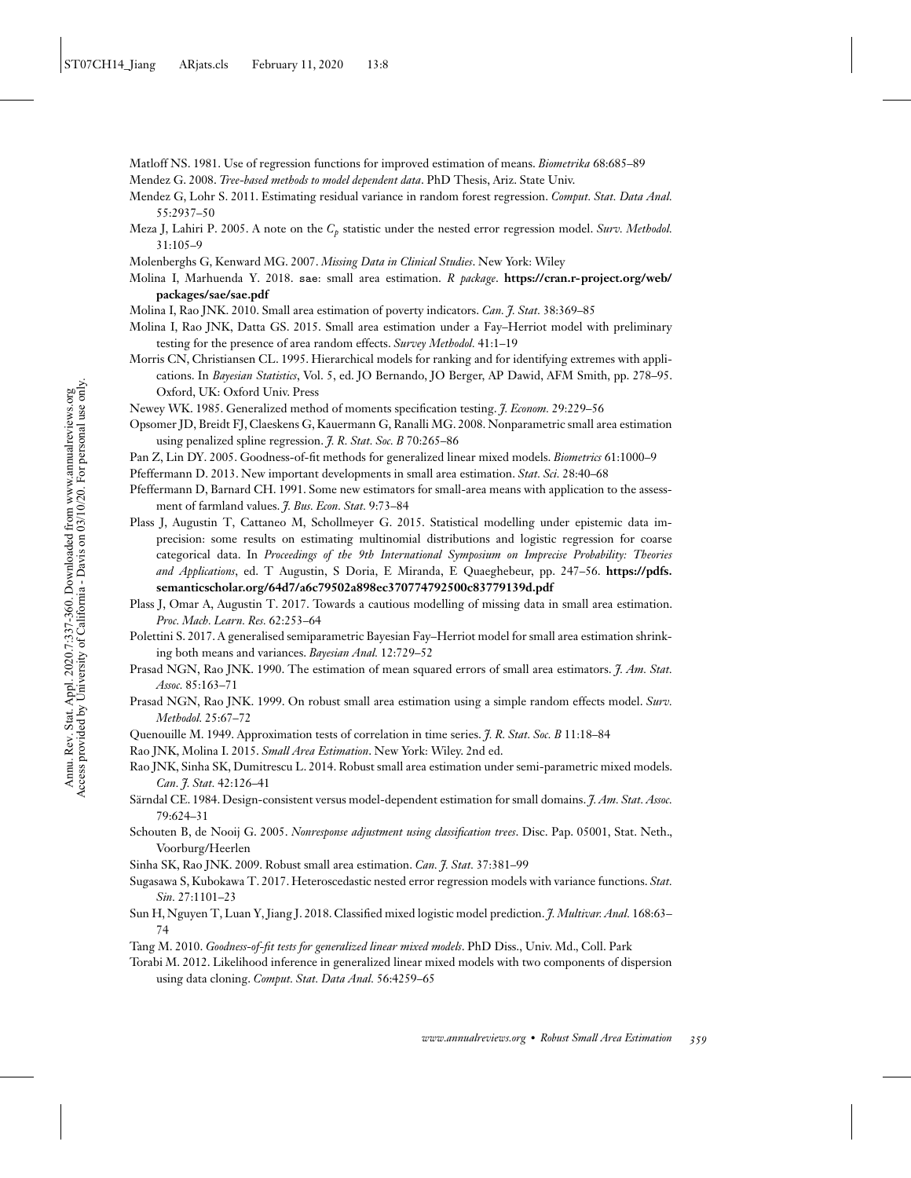Matloff NS. 1981. Use of regression functions for improved estimation of means. *Biometrika* 68:685–89

Mendez G. 2008. *Tree-based methods to model dependent data*. PhD Thesis, Ariz. State Univ.

Mendez G, Lohr S. 2011. Estimating residual variance in random forest regression. *Comput. Stat. Data Anal.* 55:2937–50

Meza J, Lahiri P. 2005. A note on the $C_p$ statistic under the nested error regression model. *Surv. Methodol.* 31:105–9

Molenberghs G, Kenward MG. 2007. *Missing Data in Clinical Studies*. New York: Wiley

Molina I, Marhuenda Y. 2018. sae: small area estimation. *R package*. **https://cran.r-project.org/web/packages/sae/sae.pdf**

Molina I, Rao JNK. 2010. Small area estimation of poverty indicators. *Can. J. Stat.* 38:369–85

Molina I, Rao JNK, Datta GS. 2015. Small area estimation under a Fay–Herriot model with preliminary testing for the presence of area random effects. *Survey Methodol.* 41:1–19

Morris CN, Christiansen CL. 1995. Hierarchical models for ranking and for identifying extremes with applications. In *Bayesian Statistics*, Vol. 5, ed. JO Bernando, JO Berger, AP Dawid, AFM Smith, pp. 278–95. Oxford, UK: Oxford Univ. Press

Newey WK. 1985. Generalized method of moments specification testing. *J. Econom.* 29:229–56

Opsomer JD, Breidt FJ, Claeskens G, Kauermann G, Ranalli MG. 2008. Nonparametric small area estimation using penalized spline regression. *J. R. Stat. Soc. B* 70:265–86

Pan Z, Lin DY. 2005. Goodness-of-fit methods for generalized linear mixed models. *Biometrics* 61:1000–9

Pfeffermann D. 2013. New important developments in small area estimation. *Stat. Sci.* 28:40–68

Pfeffermann D, Barnard CH. 1991. Some new estimators for small-area means with application to the assessment of farmland values. *J. Bus. Econ. Stat.* 9:73–84

Plass J, Augustin T, Cattaneo M, Schollmeyer G. 2015. Statistical modelling under epistemic data imprecision: some results on estimating multinomial distributions and logistic regression for coarse categorical data. In *Proceedings of the 9th International Symposium on Imprecise Probability: Theories and Applications*, ed. T Augustin, S Doria, E Miranda, E Quaeghebeur, pp. 247–56. **https://pdfs.semanticscholar.org/64d7/a6c79502a898ec370774792500c83779139d.pdf**

Plass J, Omar A, Augustin T. 2017. Towards a cautious modelling of missing data in small area estimation. *Proc. Mach. Learn. Res.* 62:253–64

Polettini S. 2017. A generalised semiparametric Bayesian Fay–Herriot model for small area estimation shrinking both means and variances. *Bayesian Anal.* 12:729–52

Prasad NGN, Rao JNK. 1990. The estimation of mean squared errors of small area estimators. *J. Am. Stat. Assoc.* 85:163–71

Prasad NGN, Rao JNK. 1999. On robust small area estimation using a simple random effects model. *Surv. Methodol.* 25:67–72

Quenouille M. 1949. Approximation tests of correlation in time series. *J. R. Stat. Soc. B* 11:18–84

Rao JNK, Molina I. 2015. *Small Area Estimation*. New York: Wiley. 2nd ed.

Rao JNK, Sinha SK, Dumitrescu L. 2014. Robust small area estimation under semi-parametric mixed models. *Can. J. Stat.* 42:126–41

Särndal CE. 1984. Design-consistent versus model-dependent estimation for small domains. *J. Am. Stat. Assoc.* 79:624–31

Schouten B, de Nooij G. 2005. *Nonresponse adjustment using classification trees*. Disc. Pap. 05001, Stat. Neth., Voorburg/Heerlen

Sinha SK, Rao JNK. 2009. Robust small area estimation. *Can. J. Stat.* 37:381–99

Sugasawa S, Kubokawa T. 2017. Heteroscedastic nested error regression models with variance functions. *Stat. Sin.* 27:1101–23

Sun H, Nguyen T, Luan Y, Jiang J. 2018. Classified mixed logistic model prediction. *J. Multivar. Anal.* 168:63–74

Tang M. 2010. *Goodness-of-fit tests for generalized linear mixed models*. PhD Diss., Univ. Md., Coll. Park

Torabi M. 2012. Likelihood inference in generalized linear mixed models with two components of dispersion using data cloning. *Comput. Stat. Data Anal.* 56:4259–65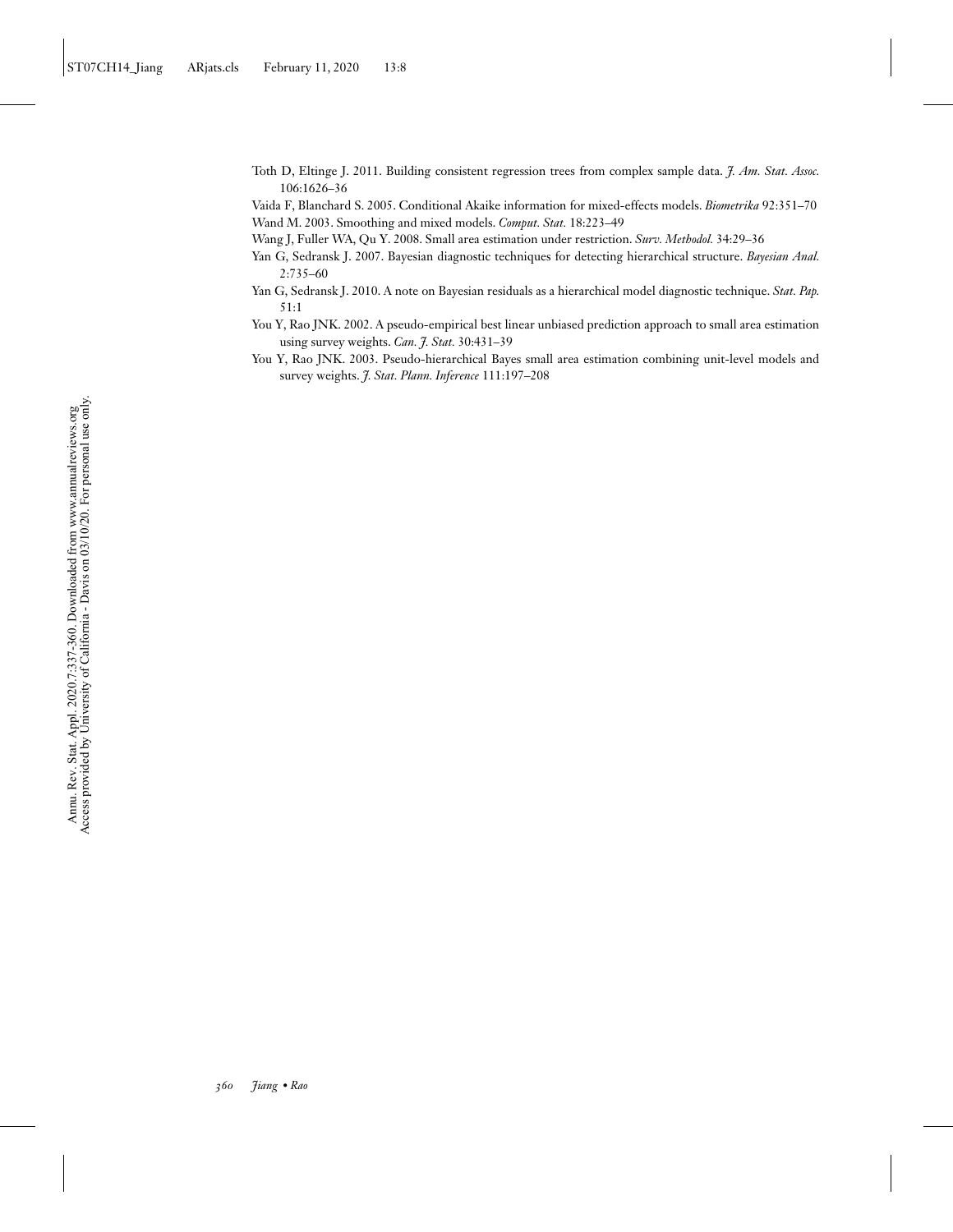Toth D, Eltinge J. 2011. Building consistent regression trees from complex sample data. *J. Am. Stat. Assoc.* 106:1626–36

Vaida F, Blanchard S. 2005. Conditional Akaike information for mixed-effects models. *Biometrika* 92:351–70

Wand M. 2003. Smoothing and mixed models. *Comput. Stat.* 18:223–49

Wang J, Fuller WA, Qu Y. 2008. Small area estimation under restriction. *Surv. Methodol.* 34:29–36

Yan G, Sedransk J. 2007. Bayesian diagnostic techniques for detecting hierarchical structure. *Bayesian Anal.* 2:735–60

Yan G, Sedransk J. 2010. A note on Bayesian residuals as a hierarchical model diagnostic technique. *Stat. Pap.* 51:1

You Y, Rao JNK. 2002. A pseudo-empirical best linear unbiased prediction approach to small area estimation using survey weights. *Can. J. Stat.* 30:431–39

You Y, Rao JNK. 2003. Pseudo-hierarchical Bayes small area estimation combining unit-level models and survey weights. *J. Stat. Plann. Inference* 111:197–208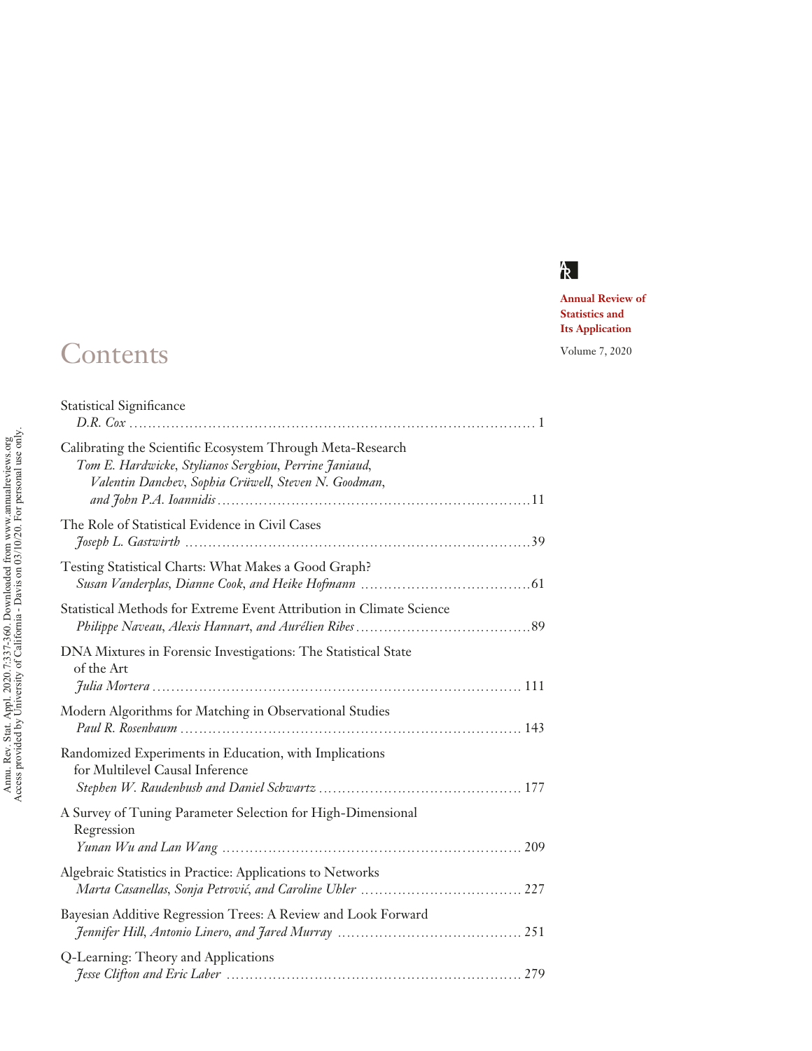Annual Review of Statistics and Its Application

Volume 7, 2020

# Contents

Statistical Significance
*D.R. Cox* ........................................................................................ 1

Calibrating the Scientific Ecosystem Through Meta-Research
*Tom E. Hardwicke, Stylianos Serghiou, Perrine Janiaud, Valentin Danchev, Sophia Crüwell, Steven N. Goodman, and John P.A. Ioannidis* ........................................................................ 11

The Role of Statistical Evidence in Civil Cases
*Joseph L. Gastwirth* ........................................................................ 39

Testing Statistical Charts: What Makes a Good Graph?
*Susan Vanderplas, Dianne Cook, and Heike Hofmann* ........................................ 61

Statistical Methods for Extreme Event Attribution in Climate Science
*Philippe Naveau, Alexis Hannart, and Aurélien Ribes* ........................................ 89

DNA Mixtures in Forensic Investigations: The Statistical State of the Art
*Julia Mortera* ........................................................................ 111

Modern Algorithms for Matching in Observational Studies
*Paul R. Rosenbaum* ........................................................................ 143

Randomized Experiments in Education, with Implications for Multilevel Causal Inference
*Stephen W. Raudenbush and Daniel Schwartz* ........................................ 177

A Survey of Tuning Parameter Selection for High-Dimensional Regression
*Yunan Wu and Lan Wang* ........................................................................ 209

Algebraic Statistics in Practice: Applications to Networks
*Marta Casanellas, Sonja Petrović, and Caroline Uhler* ........................................ 227

Bayesian Additive Regression Trees: A Review and Look Forward
*Jennifer Hill, Antonio Linero, and Jared Murray* ........................................ 251

Q-Learning: Theory and Applications
*Jesse Clifton and Eric Laber* ........................................................................ 279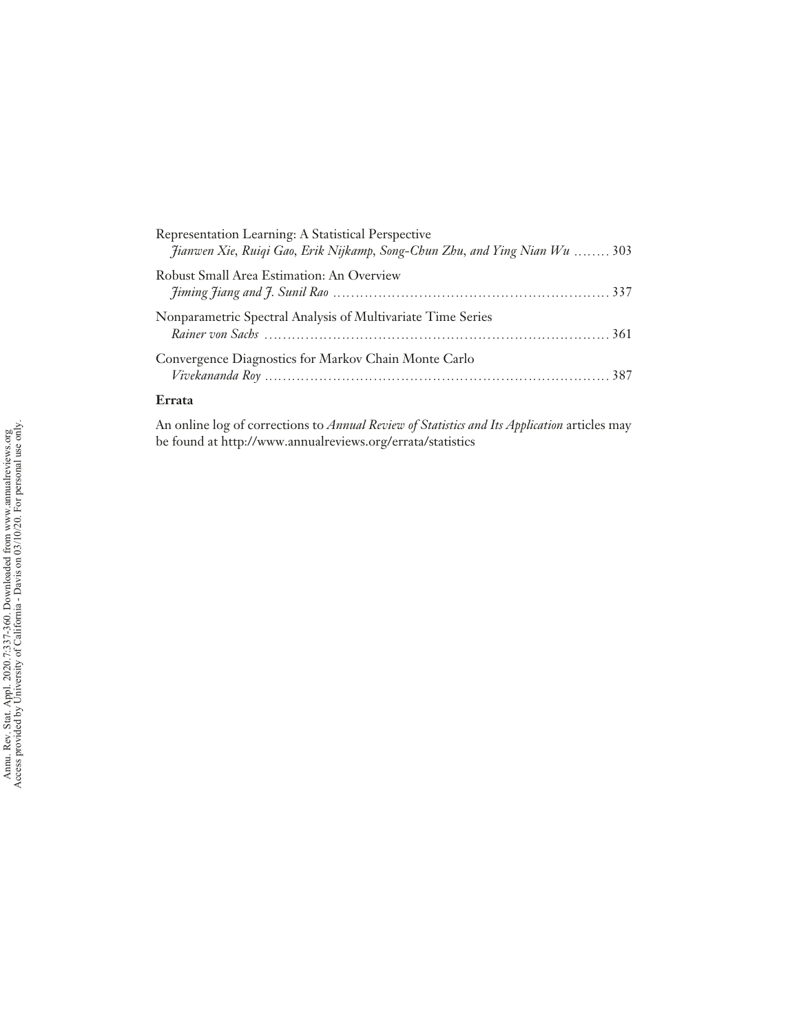Representation Learning: A Statistical Perspective
*Jianwen Xie, Ruiqi Gao, Erik Nijkamp, Song-Chun Zhu, and Ying Nian Wu* . . . . . . . . 303

Robust Small Area Estimation: An Overview
*Jiming Jiang and J. Sunil Rao* . . . . . . . . . . . . . . . . . . . . . . . . . . . . . . . . . . . . . . . . . . . . . . . . . . . . . . 337

Nonparametric Spectral Analysis of Multivariate Time Series
*Rainer von Sachs* . . . . . . . . . . . . . . . . . . . . . . . . . . . . . . . . . . . . . . . . . . . . . . . . . . . . . . . . . . . . . . . . . 361

Convergence Diagnostics for Markov Chain Monte Carlo
*Vivekananda Roy* . . . . . . . . . . . . . . . . . . . . . . . . . . . . . . . . . . . . . . . . . . . . . . . . . . . . . . . . . . . . . . . . . . 387

## Errata

An online log of corrections to *Annual Review of Statistics and Its Application* articles may be found at http://www.annualreviews.org/errata/statistics